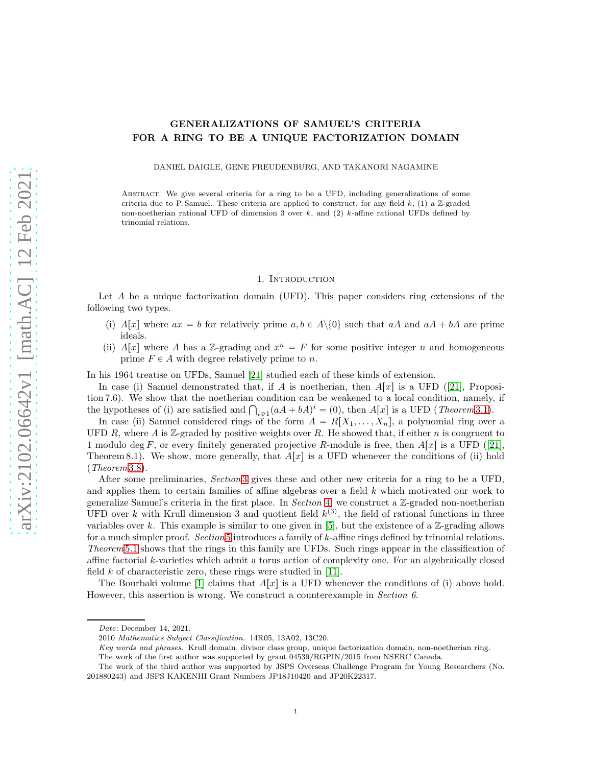# GENERALIZATIONS OF SAMUEL'S CRITERIA FOR A RING TO BE A UNIQUE FACTORIZATION DOMAIN

DANIEL DAIGLE, GENE FREUDENBURG, AND TAKANORI NAGAMINE

ABSTRACT. We give several criteria for a ring to be a UFD, including generalizations of some criteria due to P. Samuel. These criteria are applied to construct, for any field $k$, (1) a $\mathbb{Z}$-graded non-noetherian rational UFD of dimension 3 over $k$, and (2) $k$-affine rational UFDs defined by trinomial relations.

## 1. Introduction

Let $A$ be a unique factorization domain (UFD). This paper considers ring extensions of the following two types.

(i) $A[x]$ where $ax = b$ for relatively prime $a, b \in A\setminus\{0\}$ such that $aA$ and $aA + bA$ are prime ideals.

(ii) $A[x]$ where $A$ has a $\mathbb{Z}$-grading and $x^n = F$ for some positive integer $n$ and homogeneous prime $F \in A$ with degree relatively prime to $n$.

In his 1964 treatise on UFDs, Samuel [21] studied each of these kinds of extension.

In case (i) Samuel demonstrated that, if $A$ is noetherian, then $A[x]$ is a UFD ([21], Proposition 7.6). We show that the noetherian condition can be weakened to a local condition, namely, if the hypotheses of (i) are satisfied and $\bigcap_{i\geqslant 1}(aA + bA)^i = (0)$, then $A[x]$ is a UFD (*Theorem* 3.1).

In case (ii) Samuel considered rings of the form $A = R[X_1, \ldots, X_n]$, a polynomial ring over a UFD $R$, where $A$ is $\mathbb{Z}$-graded by positive weights over $R$. He showed that, if either $n$ is congruent to 1 modulo $\deg F$, or every finitely generated projective $R$-module is free, then $A[x]$ is a UFD ([21], Theorem 8.1). We show, more generally, that $A[x]$ is a UFD whenever the conditions of (ii) hold (*Theorem* 3.8).

After some preliminaries, *Section* 3 gives these and other new criteria for a ring to be a UFD, and applies them to certain families of affine algebras over a field $k$ which motivated our work to generalize Samuel's criteria in the first place. In *Section* 4, we construct a $\mathbb{Z}$-graded non-noetherian UFD over $k$ with Krull dimension 3 and quotient field $k^{(3)}$, the field of rational functions in three variables over $k$. This example is similar to one given in [5], but the existence of a $\mathbb{Z}$-grading allows for a much simpler proof. *Section* 5 introduces a family of $k$-affine rings defined by trinomial relations. *Theorem* 5.1 shows that the rings in this family are UFDs. Such rings appear in the classification of affine factorial $k$-varieties which admit a torus action of complexity one. For an algebraically closed field $k$ of characteristic zero, these rings were studied in [11].

The Bourbaki volume [1] claims that $A[x]$ is a UFD whenever the conditions of (i) above hold. However, this assertion is wrong. We construct a counterexample in *Section 6*.

---

*Date*: December 14, 2021.

2010 *Mathematics Subject Classification.* 14R05, 13A02, 13C20.

*Key words and phrases.* Krull domain, divisor class group, unique factorization domain, non-noetherian ring.

The work of the first author was supported by grant 04539/RGPIN/2015 from NSERC Canada.

The work of the third author was supported by JSPS Overseas Challenge Program for Young Researchers (No. 201880243) and JSPS KAKENHI Grant Numbers JP18J10420 and JP20K22317.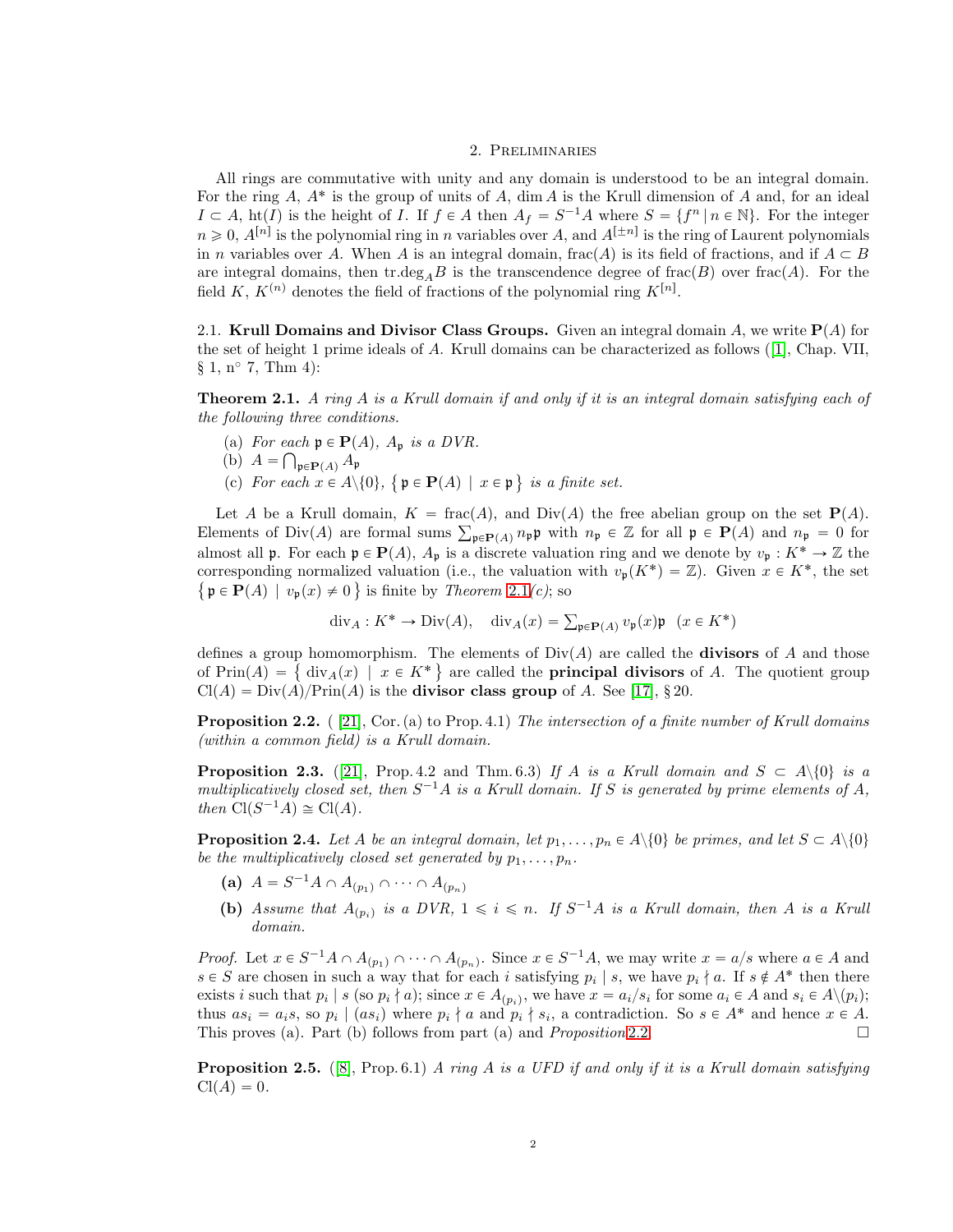## 2. Preliminaries

All rings are commutative with unity and any domain is understood to be an integral domain. For the ring $A$, $A^*$ is the group of units of $A$, $\dim A$ is the Krull dimension of $A$ and, for an ideal $I \subset A$, $\mathrm{ht}(I)$ is the height of $I$. If $f \in A$ then $A_f = S^{-1}A$ where $S = \{f^n \mid n \in \mathbb{N}\}$. For the integer $n \geqslant 0$, $A^{[n]}$ is the polynomial ring in $n$ variables over $A$, and $A^{[\pm n]}$ is the ring of Laurent polynomials in $n$ variables over $A$. When $A$ is an integral domain, $\mathrm{frac}(A)$ is its field of fractions, and if $A \subset B$ are integral domains, then $\mathrm{tr.deg}_A B$ is the transcendence degree of $\mathrm{frac}(B)$ over $\mathrm{frac}(A)$. For the field $K$, $K^{(n)}$ denotes the field of fractions of the polynomial ring $K^{[n]}$.

2.1. **Krull Domains and Divisor Class Groups.** Given an integral domain $A$, we write $\mathbf{P}(A)$ for the set of height 1 prime ideals of $A$. Krull domains can be characterized as follows ([1], Chap. VII, § 1, n° 7, Thm 4):

**Theorem 2.1.** *A ring $A$ is a Krull domain if and only if it is an integral domain satisfying each of the following three conditions.*

- (a) *For each $\mathfrak{p} \in \mathbf{P}(A)$, $A_\mathfrak{p}$ is a DVR.*
- (b) *$A = \bigcap_{\mathfrak{p} \in \mathbf{P}(A)} A_\mathfrak{p}$*
- (c) *For each $x \in A\backslash\{0\}$, $\{\, \mathfrak{p} \in \mathbf{P}(A) \mid x \in \mathfrak{p} \,\}$ is a finite set.*

Let $A$ be a Krull domain, $K = \mathrm{frac}(A)$, and $\mathrm{Div}(A)$ the free abelian group on the set $\mathbf{P}(A)$. Elements of $\mathrm{Div}(A)$ are formal sums $\sum_{\mathfrak{p} \in \mathbf{P}(A)} n_\mathfrak{p} \mathfrak{p}$ with $n_\mathfrak{p} \in \mathbb{Z}$ for all $\mathfrak{p} \in \mathbf{P}(A)$ and $n_\mathfrak{p} = 0$ for almost all $\mathfrak{p}$. For each $\mathfrak{p} \in \mathbf{P}(A)$, $A_\mathfrak{p}$ is a discrete valuation ring and we denote by $v_\mathfrak{p} : K^* \to \mathbb{Z}$ the corresponding normalized valuation (i.e., the valuation with $v_\mathfrak{p}(K^*) = \mathbb{Z}$). Given $x \in K^*$, the set $\{\, \mathfrak{p} \in \mathbf{P}(A) \mid v_\mathfrak{p}(x) \neq 0 \,\}$ is finite by *Theorem* 2.1*(c)*; so

$$\mathrm{div}_A : K^* \to \mathrm{Div}(A), \quad \mathrm{div}_A(x) = \textstyle\sum_{\mathfrak{p} \in \mathbf{P}(A)} v_\mathfrak{p}(x)\mathfrak{p} \quad (x \in K^*)$$

defines a group homomorphism. The elements of $\mathrm{Div}(A)$ are called the **divisors** of $A$ and those of $\mathrm{Prin}(A) = \{\, \mathrm{div}_A(x) \mid x \in K^* \,\}$ are called the **principal divisors** of $A$. The quotient group $\mathrm{Cl}(A) = \mathrm{Div}(A)/\mathrm{Prin}(A)$ is the **divisor class group** of $A$. See [17], § 20.

**Proposition 2.2.** ( [21], Cor. (a) to Prop. 4.1) *The intersection of a finite number of Krull domains (within a common field) is a Krull domain.*

**Proposition 2.3.** ([21], Prop. 4.2 and Thm. 6.3) *If $A$ is a Krull domain and $S \subset A\backslash\{0\}$ is a multiplicatively closed set, then $S^{-1}A$ is a Krull domain. If $S$ is generated by prime elements of $A$, then $\mathrm{Cl}(S^{-1}A) \cong \mathrm{Cl}(A)$.*

**Proposition 2.4.** *Let $A$ be an integral domain, let $p_1, \ldots, p_n \in A\backslash\{0\}$ be primes, and let $S \subset A\backslash\{0\}$ be the multiplicatively closed set generated by $p_1, \ldots, p_n$.*

- **(a)** *$A = S^{-1}A \cap A_{(p_1)} \cap \cdots \cap A_{(p_n)}$*
- **(b)** *Assume that $A_{(p_i)}$ is a DVR, $1 \leqslant i \leqslant n$. If $S^{-1}A$ is a Krull domain, then $A$ is a Krull domain.*

*Proof.* Let $x \in S^{-1}A \cap A_{(p_1)} \cap \cdots \cap A_{(p_n)}$. Since $x \in S^{-1}A$, we may write $x = a/s$ where $a \in A$ and $s \in S$ are chosen in such a way that for each $i$ satisfying $p_i \mid s$, we have $p_i \nmid a$. If $s \notin A^*$ then there exists $i$ such that $p_i \mid s$ (so $p_i \nmid a$); since $x \in A_{(p_i)}$, we have $x = a_i/s_i$ for some $a_i \in A$ and $s_i \in A\backslash(p_i)$; thus $as_i = a_i s$, so $p_i \mid (as_i)$ where $p_i \nmid a$ and $p_i \nmid s_i$, a contradiction. So $s \in A^*$ and hence $x \in A$. This proves (a). Part (b) follows from part (a) and *Proposition* 2.2. □

**Proposition 2.5.** ([8], Prop. 6.1) *A ring $A$ is a UFD if and only if it is a Krull domain satisfying $\mathrm{Cl}(A) = 0$.*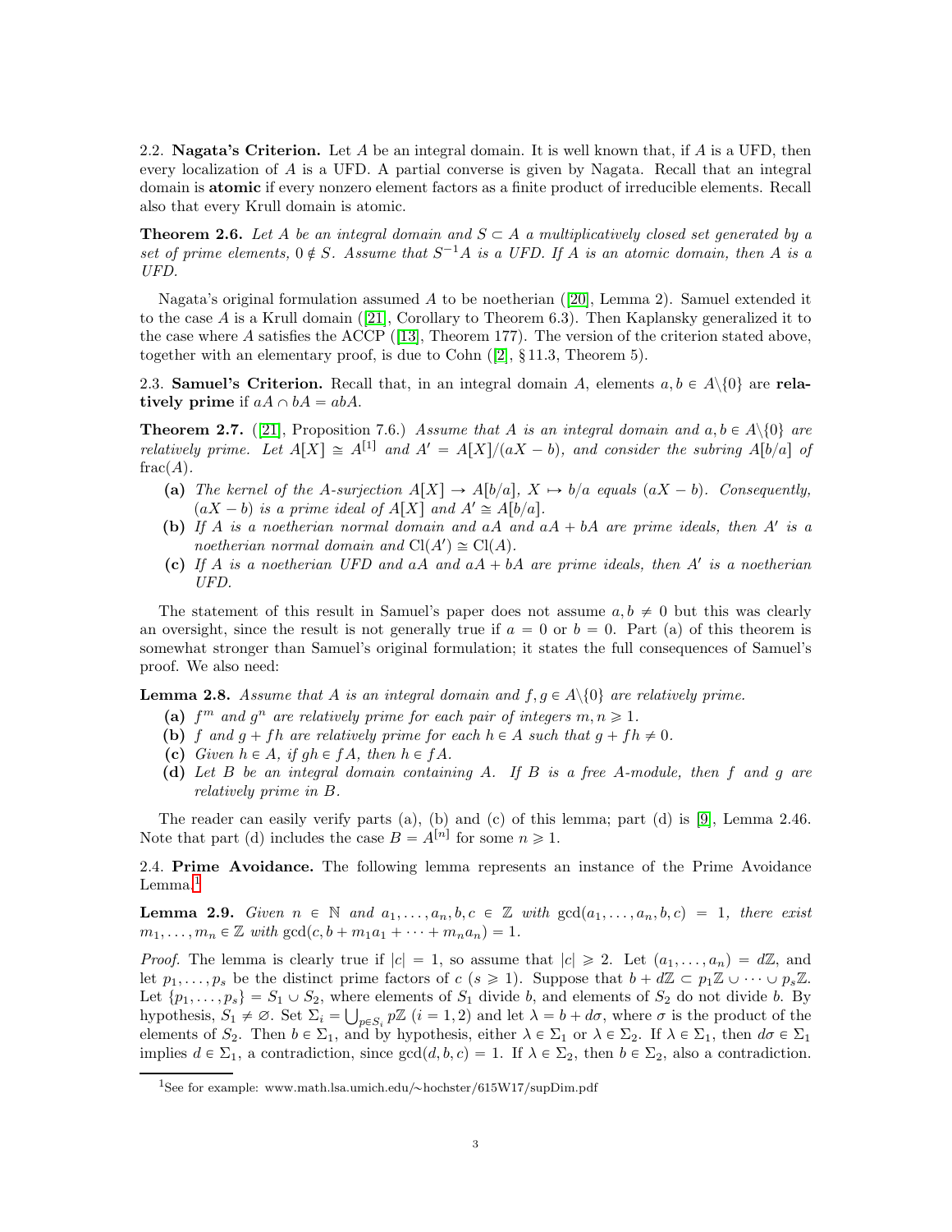2.2. **Nagata's Criterion.** Let $A$ be an integral domain. It is well known that, if $A$ is a UFD, then every localization of $A$ is a UFD. A partial converse is given by Nagata. Recall that an integral domain is **atomic** if every nonzero element factors as a finite product of irreducible elements. Recall also that every Krull domain is atomic.

**Theorem 2.6.** *Let $A$ be an integral domain and $S \subset A$ a multiplicatively closed set generated by a set of prime elements, $0 \notin S$. Assume that $S^{-1}A$ is a UFD. If $A$ is an atomic domain, then $A$ is a UFD.*

Nagata's original formulation assumed $A$ to be noetherian ([20], Lemma 2). Samuel extended it to the case $A$ is a Krull domain ([21], Corollary to Theorem 6.3). Then Kaplansky generalized it to the case where $A$ satisfies the ACCP ([13], Theorem 177). The version of the criterion stated above, together with an elementary proof, is due to Cohn ([2], § 11.3, Theorem 5).

2.3. **Samuel's Criterion.** Recall that, in an integral domain $A$, elements $a, b \in A\backslash\{0\}$ are **relatively prime** if $aA \cap bA = abA$.

**Theorem 2.7.** ([21], Proposition 7.6.) *Assume that $A$ is an integral domain and $a, b \in A\backslash\{0\}$ are relatively prime. Let $A[X] \cong A^{[1]}$ and $A' = A[X]/(aX - b)$, and consider the subring $A[b/a]$ of $\mathrm{frac}(A)$.*

- **(a)** *The kernel of the $A$-surjection $A[X] \to A[b/a]$, $X \mapsto b/a$ equals $(aX - b)$. Consequently, $(aX - b)$ is a prime ideal of $A[X]$ and $A' \cong A[b/a]$.*
- **(b)** *If $A$ is a noetherian normal domain and $aA$ and $aA + bA$ are prime ideals, then $A'$ is a noetherian normal domain and $\mathrm{Cl}(A') \cong \mathrm{Cl}(A)$.*
- **(c)** *If $A$ is a noetherian UFD and $aA$ and $aA + bA$ are prime ideals, then $A'$ is a noetherian UFD.*

The statement of this result in Samuel's paper does not assume $a, b \neq 0$ but this was clearly an oversight, since the result is not generally true if $a = 0$ or $b = 0$. Part (a) of this theorem is somewhat stronger than Samuel's original formulation; it states the full consequences of Samuel's proof. We also need:

**Lemma 2.8.** *Assume that $A$ is an integral domain and $f, g \in A\backslash\{0\}$ are relatively prime.*

- **(a)** *$f^m$ and $g^n$ are relatively prime for each pair of integers $m, n \geqslant 1$.*
- **(b)** *$f$ and $g + fh$ are relatively prime for each $h \in A$ such that $g + fh \neq 0$.*
- **(c)** *Given $h \in A$, if $gh \in fA$, then $h \in fA$.*
- **(d)** *Let $B$ be an integral domain containing $A$. If $B$ is a free $A$-module, then $f$ and $g$ are relatively prime in $B$.*

The reader can easily verify parts (a), (b) and (c) of this lemma; part (d) is [9], Lemma 2.46. Note that part (d) includes the case $B = A^{[n]}$ for some $n \geqslant 1$.

2.4. **Prime Avoidance.** The following lemma represents an instance of the Prime Avoidance Lemma.[1]

**Lemma 2.9.** *Given $n \in \mathbb{N}$ and $a_1, \ldots, a_n, b, c \in \mathbb{Z}$ with $\gcd(a_1, \ldots, a_n, b, c) = 1$, there exist $m_1, \ldots, m_n \in \mathbb{Z}$ with $\gcd(c, b + m_1 a_1 + \cdots + m_n a_n) = 1$.*

*Proof.* The lemma is clearly true if $|c| = 1$, so assume that $|c| \geqslant 2$. Let $(a_1, \ldots, a_n) = d\mathbb{Z}$, and let $p_1, \ldots, p_s$ be the distinct prime factors of $c$ ($s \geqslant 1$). Suppose that $b + d\mathbb{Z} \subset p_1\mathbb{Z} \cup \cdots \cup p_s\mathbb{Z}$. Let $\{p_1, \ldots, p_s\} = S_1 \cup S_2$, where elements of $S_1$ divide $b$, and elements of $S_2$ do not divide $b$. By hypothesis, $S_1 \neq \varnothing$. Set $\Sigma_i = \bigcup_{p \in S_i} p\mathbb{Z}$ ($i = 1, 2$) and let $\lambda = b + d\sigma$, where $\sigma$ is the product of the elements of $S_2$. Then $b \in \Sigma_1$, and by hypothesis, either $\lambda \in \Sigma_1$ or $\lambda \in \Sigma_2$. If $\lambda \in \Sigma_1$, then $d\sigma \in \Sigma_1$ implies $d \in \Sigma_1$, a contradiction, since $\gcd(d, b, c) = 1$. If $\lambda \in \Sigma_2$, then $b \in \Sigma_2$, also a contradiction.

[1] See for example: www.math.lsa.umich.edu/∼hochster/615W17/supDim.pdf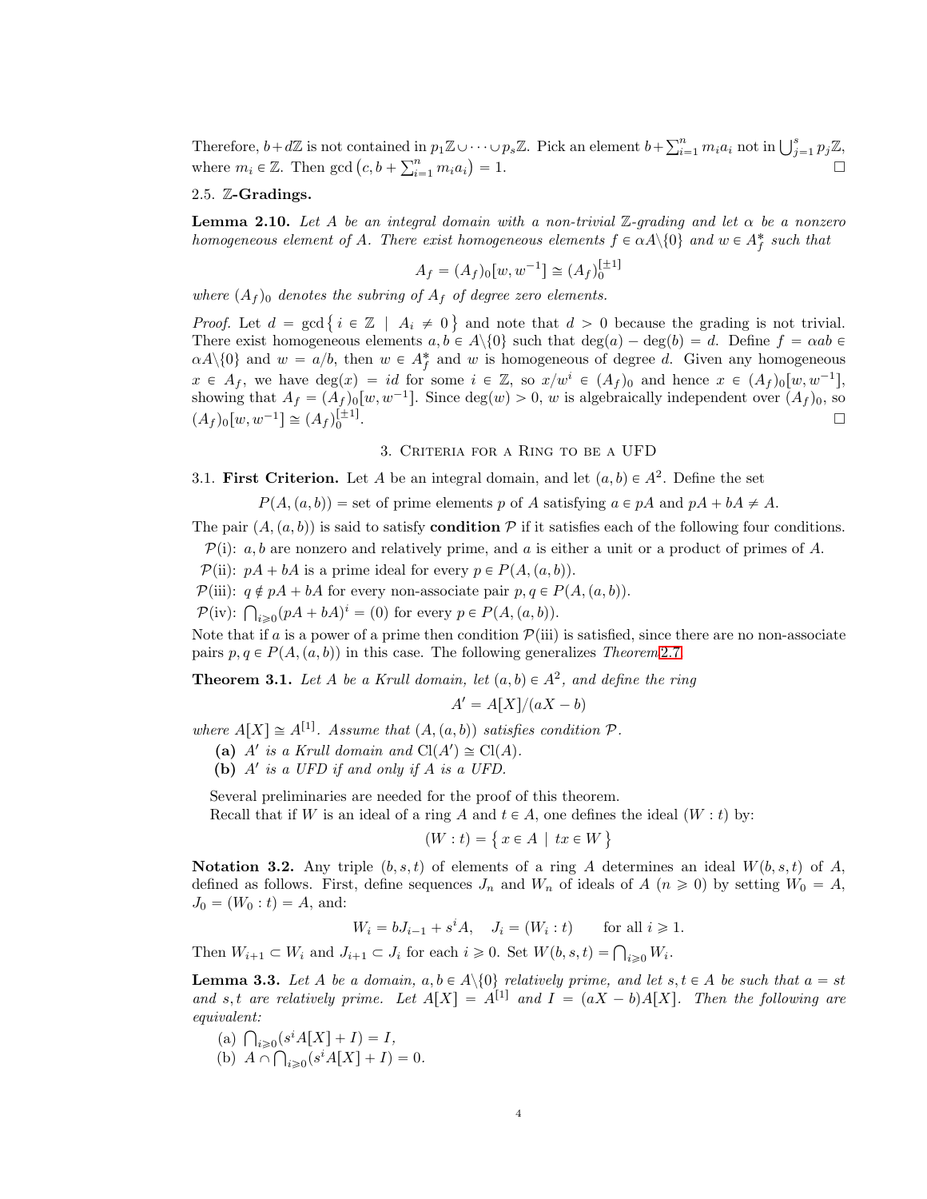Therefore, $b+d\mathbb{Z}$ is not contained in $p_1\mathbb{Z}\cup\cdots\cup p_s\mathbb{Z}$. Pick an element $b+\sum_{i=1}^n m_ia_i$ not in $\bigcup_{j=1}^s p_j\mathbb{Z}$, where $m_i\in\mathbb{Z}$. Then $\gcd\left(c, b+\sum_{i=1}^n m_ia_i\right)=1$. □

### 2.5. $\mathbb{Z}$-Gradings.

**Lemma 2.10.** *Let $A$ be an integral domain with a non-trivial $\mathbb{Z}$-grading and let $\alpha$ be a nonzero homogeneous element of $A$. There exist homogeneous elements $f\in\alpha A\backslash\{0\}$ and $w\in A_f^*$ such that*

$$A_f=(A_f)_0[w,w^{-1}]\cong (A_f)_0^{[\pm 1]}$$

*where $(A_f)_0$ denotes the subring of $A_f$ of degree zero elements.*

*Proof.* Let $d=\gcd\{\, i\in\mathbb{Z} \mid A_i\neq 0\,\}$ and note that $d>0$ because the grading is not trivial. There exist homogeneous elements $a,b\in A\backslash\{0\}$ such that $\deg(a)-\deg(b)=d$. Define $f=\alpha ab\in\alpha A\backslash\{0\}$ and $w=a/b$, then $w\in A_f^*$ and $w$ is homogeneous of degree $d$. Given any homogeneous $x\in A_f$, we have $\deg(x)=id$ for some $i\in\mathbb{Z}$, so $x/w^i\in(A_f)_0$ and hence $x\in(A_f)_0[w,w^{-1}]$, showing that $A_f=(A_f)_0[w,w^{-1}]$. Since $\deg(w)>0$, $w$ is algebraically independent over $(A_f)_0$, so $(A_f)_0[w,w^{-1}]\cong(A_f)_0^{[\pm1]}$. □

## 3. Criteria for a Ring to be a UFD

### 3.1. First Criterion.

Let $A$ be an integral domain, and let $(a,b)\in A^2$. Define the set

$$P(A,(a,b)) = \text{set of prime elements } p \text{ of } A \text{ satisfying } a\in pA \text{ and } pA+bA\neq A.$$

The pair $(A,(a,b))$ is said to satisfy **condition** $\mathcal{P}$ if it satisfies each of the following four conditions.

- $\mathcal{P}$(i): $a,b$ are nonzero and relatively prime, and $a$ is either a unit or a product of primes of $A$.
- $\mathcal{P}$(ii): $pA+bA$ is a prime ideal for every $p\in P(A,(a,b))$.
- $\mathcal{P}$(iii): $q\notin pA+bA$ for every non-associate pair $p,q\in P(A,(a,b))$.
- $\mathcal{P}$(iv): $\bigcap_{i\geqslant0}(pA+bA)^i=(0)$ for every $p\in P(A,(a,b))$.

Note that if $a$ is a power of a prime then condition $\mathcal{P}$(iii) is satisfied, since there are no non-associate pairs $p,q\in P(A,(a,b))$ in this case. The following generalizes *Theorem* 2.7.

**Theorem 3.1.** *Let $A$ be a Krull domain, let $(a,b)\in A^2$, and define the ring*

$$A'=A[X]/(aX-b)$$

*where $A[X]\cong A^{[1]}$. Assume that $(A,(a,b))$ satisfies condition $\mathcal{P}$.*

- **(a)** *$A'$ is a Krull domain and $\mathrm{Cl}(A')\cong\mathrm{Cl}(A)$.*
- **(b)** *$A'$ is a UFD if and only if $A$ is a UFD.*

Several preliminaries are needed for the proof of this theorem.

Recall that if $W$ is an ideal of a ring $A$ and $t\in A$, one defines the ideal $(W:t)$ by:

$$(W:t)=\{\, x\in A \mid tx\in W\,\}$$

**Notation 3.2.** Any triple $(b,s,t)$ of elements of a ring $A$ determines an ideal $W(b,s,t)$ of $A$, defined as follows. First, define sequences $J_n$ and $W_n$ of ideals of $A$ ($n\geqslant0$) by setting $W_0=A$, $J_0=(W_0:t)=A$, and:

$$W_i=bJ_{i-1}+s^iA,\quad J_i=(W_i:t)\qquad\text{for all } i\geqslant1.$$

Then $W_{i+1}\subset W_i$ and $J_{i+1}\subset J_i$ for each $i\geqslant0$. Set $W(b,s,t)=\bigcap_{i\geqslant0}W_i$.

**Lemma 3.3.** *Let $A$ be a domain, $a,b\in A\backslash\{0\}$ relatively prime, and let $s,t\in A$ be such that $a=st$ and $s,t$ are relatively prime. Let $A[X]=A^{[1]}$ and $I=(aX-b)A[X]$. Then the following are equivalent:*

- (a) $\bigcap_{i\geqslant0}(s^iA[X]+I)=I$,
- (b) $A\cap\bigcap_{i\geqslant0}(s^iA[X]+I)=0$.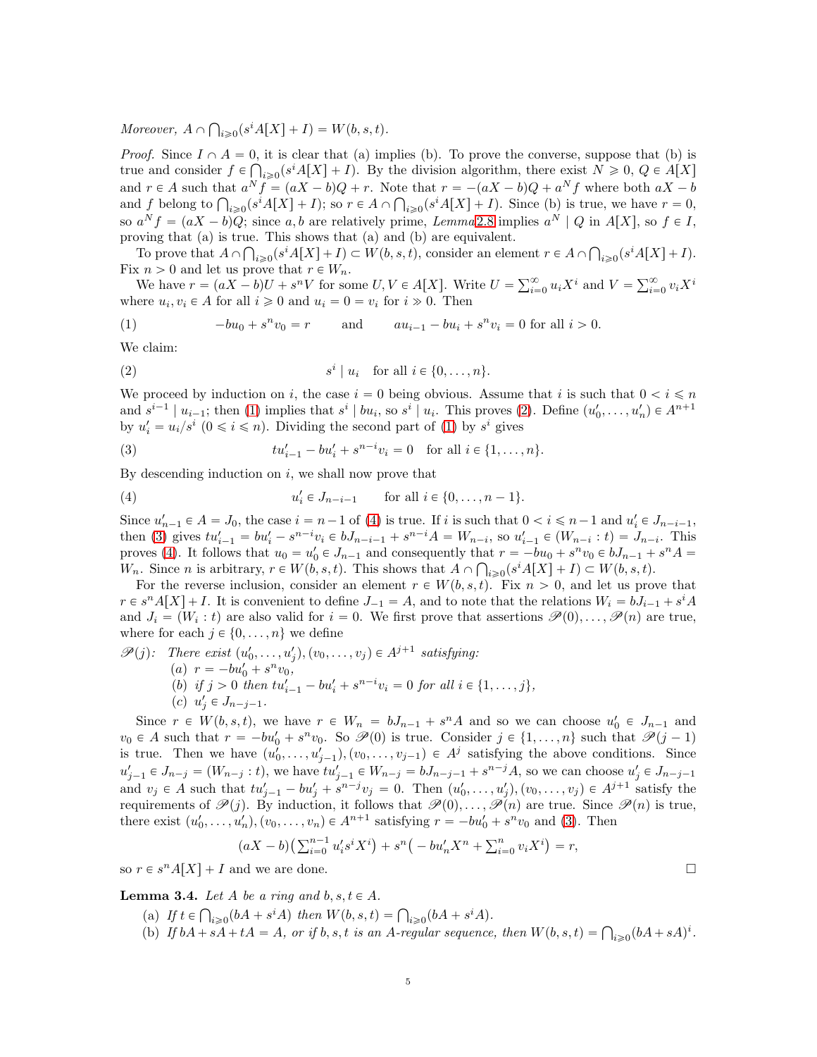*Moreover,* $A \cap \bigcap_{i \geqslant 0}(s^i A[X] + I) = W(b,s,t)$.

*Proof.* Since $I \cap A = 0$, it is clear that (a) implies (b). To prove the converse, suppose that (b) is true and consider $f \in \bigcap_{i \geqslant 0}(s^i A[X] + I)$. By the division algorithm, there exist $N \geqslant 0$, $Q \in A[X]$ and $r \in A$ such that $a^N f = (aX - b)Q + r$. Note that $r = -(aX-b)Q + a^N f$ where both $aX - b$ and $f$ belong to $\bigcap_{i \geqslant 0}(s^i A[X] + I)$; so $r \in A \cap \bigcap_{i \geqslant 0}(s^i A[X] + I)$. Since (b) is true, we have $r = 0$, so $a^N f = (aX-b)Q$; since $a, b$ are relatively prime, *Lemma* 2.8 implies $a^N \mid Q$ in $A[X]$, so $f \in I$, proving that (a) is true. This shows that (a) and (b) are equivalent.

To prove that $A \cap \bigcap_{i \geqslant 0}(s^i A[X] + I) \subset W(b,s,t)$, consider an element $r \in A \cap \bigcap_{i \geqslant 0}(s^i A[X] + I)$. Fix $n > 0$ and let us prove that $r \in W_n$.

We have $r = (aX - b)U + s^n V$ for some $U, V \in A[X]$. Write $U = \sum_{i=0}^{\infty} u_i X^i$ and $V = \sum_{i=0}^{\infty} v_i X^i$ where $u_i, v_i \in A$ for all $i \geqslant 0$ and $u_i = 0 = v_i$ for $i \gg 0$. Then

$$-bu_0 + s^n v_0 = r \qquad \text{and} \qquad au_{i-1} - bu_i + s^n v_i = 0 \text{ for all } i > 0. \tag{1}$$

We claim:

$$s^i \mid u_i \quad \text{for all } i \in \{0, \dots, n\}. \tag{2}$$

We proceed by induction on $i$, the case $i = 0$ being obvious. Assume that $i$ is such that $0 < i \leqslant n$ and $s^{i-1} \mid u_{i-1}$; then (1) implies that $s^i \mid bu_i$, so $s^i \mid u_i$. This proves (2). Define $(u'_0, \dots, u'_n) \in A^{n+1}$ by $u'_i = u_i / s^i$ $(0 \leqslant i \leqslant n)$. Dividing the second part of (1) by $s^i$ gives

$$tu'_{i-1} - bu'_i + s^{n-i} v_i = 0 \quad \text{for all } i \in \{1, \dots, n\}. \tag{3}$$

By descending induction on $i$, we shall now prove that

$$u'_i \in J_{n-i-1} \qquad \text{for all } i \in \{0, \dots, n-1\}. \tag{4}$$

Since $u'_{n-1} \in A = J_0$, the case $i = n-1$ of (4) is true. If $i$ is such that $0 < i \leqslant n-1$ and $u'_i \in J_{n-i-1}$, then (3) gives $tu'_{i-1} = bu'_i - s^{n-i}v_i \in bJ_{n-i-1} + s^{n-i}A = W_{n-i}$, so $u'_{i-1} \in (W_{n-i} : t) = J_{n-i}$. This proves (4). It follows that $u_0 = u'_0 \in J_{n-1}$ and consequently that $r = -bu_0 + s^n v_0 \in bJ_{n-1} + s^n A = W_n$. Since $n$ is arbitrary, $r \in W(b,s,t)$. This shows that $A \cap \bigcap_{i \geqslant 0}(s^i A[X] + I) \subset W(b,s,t)$.

For the reverse inclusion, consider an element $r \in W(b,s,t)$. Fix $n > 0$, and let us prove that $r \in s^n A[X] + I$. It is convenient to define $J_{-1} = A$, and to note that the relations $W_i = bJ_{i-1} + s^i A$ and $J_i = (W_i : t)$ are also valid for $i = 0$. We first prove that assertions $\mathscr{P}(0), \dots, \mathscr{P}(n)$ are true, where for each $j \in \{0, \dots, n\}$ we define

$\mathscr{P}(j)$: *There exist* $(u'_0, \dots, u'_j), (v_0, \dots, v_j) \in A^{j+1}$ *satisfying:*
- (a) $r = -bu'_0 + s^n v_0$,
- (b) *if* $j > 0$ *then* $tu'_{i-1} - bu'_i + s^{n-i} v_i = 0$ *for all* $i \in \{1, \dots, j\}$,
- (c) $u'_j \in J_{n-j-1}$.

Since $r \in W(b,s,t)$, we have $r \in W_n = bJ_{n-1} + s^n A$ and so we can choose $u'_0 \in J_{n-1}$ and $v_0 \in A$ such that $r = -bu'_0 + s^n v_0$. So $\mathscr{P}(0)$ is true. Consider $j \in \{1, \dots, n\}$ such that $\mathscr{P}(j-1)$ is true. Then we have $(u'_0, \dots, u'_{j-1}), (v_0, \dots, v_{j-1}) \in A^j$ satisfying the above conditions. Since $u'_{j-1} \in J_{n-j} = (W_{n-j} : t)$, we have $tu'_{j-1} \in W_{n-j} = bJ_{n-j-1} + s^{n-j}A$, so we can choose $u'_j \in J_{n-j-1}$ and $v_j \in A$ such that $tu'_{j-1} - bu'_j + s^{n-j}v_j = 0$. Then $(u'_0, \dots, u'_j), (v_0, \dots, v_j) \in A^{j+1}$ satisfy the requirements of $\mathscr{P}(j)$. By induction, it follows that $\mathscr{P}(0), \dots, \mathscr{P}(n)$ are true. Since $\mathscr{P}(n)$ is true, there exist $(u'_0, \dots, u'_n), (v_0, \dots, v_n) \in A^{n+1}$ satisfying $r = -bu'_0 + s^n v_0$ and (3). Then

$$(aX - b)\big(\textstyle\sum_{i=0}^{n-1} u'_i s^i X^i\big) + s^n\big(-bu'_n X^n + \sum_{i=0}^{n} v_i X^i\big) = r,$$

so $r \in s^n A[X] + I$ and we are done. $\square$

**Lemma 3.4.** *Let $A$ be a ring and $b, s, t \in A$.*

- (a) *If* $t \in \bigcap_{i \geqslant 0}(bA + s^i A)$ *then* $W(b,s,t) = \bigcap_{i \geqslant 0}(bA + s^i A)$.
- (b) *If* $bA + sA + tA = A$, *or if* $b, s, t$ *is an* $A$*-regular sequence, then* $W(b,s,t) = \bigcap_{i \geqslant 0}(bA + sA)^i$.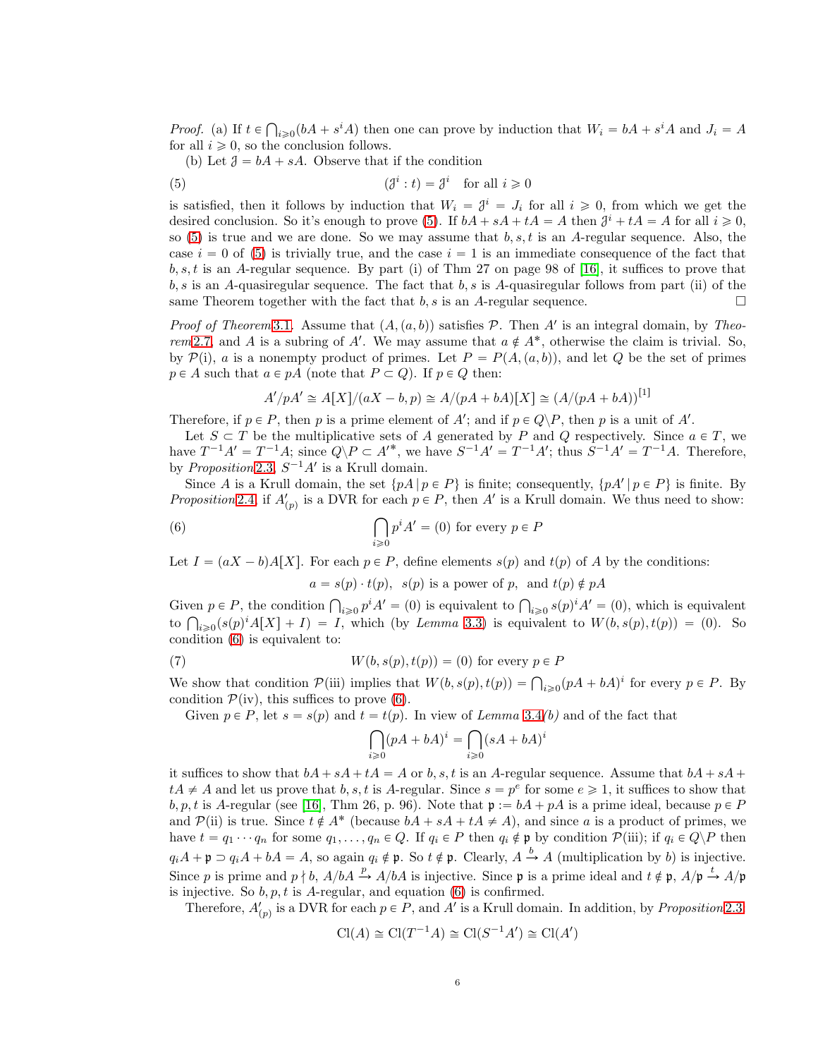*Proof.* (a) If $t \in \bigcap_{i\geqslant 0}(bA + s^i A)$ then one can prove by induction that $W_i = bA + s^i A$ and $J_i = A$ for all $i \geqslant 0$, so the conclusion follows.

(b) Let $\mathcal{J} = bA + sA$. Observe that if the condition

$$(\mathcal{J}^i : t) = \mathcal{J}^i \quad \text{for all } i \geqslant 0 \tag{5}$$

is satisfied, then it follows by induction that $W_i = \mathcal{J}^i = J_i$ for all $i \geqslant 0$, from which we get the desired conclusion. So it's enough to prove (5). If $bA + sA + tA = A$ then $\mathcal{J}^i + tA = A$ for all $i \geqslant 0$, so (5) is true and we are done. So we may assume that $b, s, t$ is an $A$-regular sequence. Also, the case $i = 0$ of (5) is trivially true, and the case $i = 1$ is an immediate consequence of the fact that $b, s, t$ is an $A$-regular sequence. By part (i) of Thm 27 on page 98 of [16], it suffices to prove that $b, s$ is an $A$-quasiregular sequence. The fact that $b, s$ is $A$-quasiregular follows from part (ii) of the same Theorem together with the fact that $b, s$ is an $A$-regular sequence. $\square$

*Proof of Theorem* 3.1. Assume that $(A, (a, b))$ satisfies $\mathcal{P}$. Then $A'$ is an integral domain, by *Theorem* 2.7, and $A$ is a subring of $A'$. We may assume that $a \notin A^*$, otherwise the claim is trivial. So, by $\mathcal{P}$(i), $a$ is a nonempty product of primes. Let $P = P(A, (a, b))$, and let $Q$ be the set of primes $p \in A$ such that $a \in pA$ (note that $P \subset Q$). If $p \in Q$ then:

$$A'/pA' \cong A[X]/(aX - b, p) \cong A/(pA + bA)[X] \cong (A/(pA + bA))^{[1]}$$

Therefore, if $p \in P$, then $p$ is a prime element of $A'$; and if $p \in Q \backslash P$, then $p$ is a unit of $A'$.

Let $S \subset T$ be the multiplicative sets of $A$ generated by $P$ and $Q$ respectively. Since $a \in T$, we have $T^{-1}A' = T^{-1}A$; since $Q \backslash P \subset A'^*$, we have $S^{-1}A' = T^{-1}A'$; thus $S^{-1}A' = T^{-1}A$. Therefore, by *Proposition* 2.3, $S^{-1}A'$ is a Krull domain.

Since $A$ is a Krull domain, the set $\{pA \mid p \in P\}$ is finite; consequently, $\{pA' \mid p \in P\}$ is finite. By *Proposition* 2.4, if $A'_{(p)}$ is a DVR for each $p \in P$, then $A'$ is a Krull domain. We thus need to show:

$$\bigcap_{i\geqslant 0} p^i A' = (0) \text{ for every } p \in P \tag{6}$$

Let $I = (aX - b)A[X]$. For each $p \in P$, define elements $s(p)$ and $t(p)$ of $A$ by the conditions:

$$a = s(p) \cdot t(p), \;\; s(p) \text{ is a power of } p, \;\text{ and } t(p) \notin pA$$

Given $p \in P$, the condition $\bigcap_{i\geqslant 0} p^i A' = (0)$ is equivalent to $\bigcap_{i\geqslant 0} s(p)^i A' = (0)$, which is equivalent to $\bigcap_{i\geqslant 0}(s(p)^i A[X] + I) = I$, which (by *Lemma* 3.3) is equivalent to $W(b, s(p), t(p)) = (0)$. So condition (6) is equivalent to:

$$W(b, s(p), t(p)) = (0) \text{ for every } p \in P \tag{7}$$

We show that condition $\mathcal{P}$(iii) implies that $W(b, s(p), t(p)) = \bigcap_{i\geqslant 0}(pA + bA)^i$ for every $p \in P$. By condition $\mathcal{P}$(iv), this suffices to prove (6).

Given $p \in P$, let $s = s(p)$ and $t = t(p)$. In view of *Lemma* 3.4*(b)* and of the fact that

$$\bigcap_{i\geqslant 0}(pA + bA)^i = \bigcap_{i\geqslant 0}(sA + bA)^i$$

it suffices to show that $bA + sA + tA = A$ or $b, s, t$ is an $A$-regular sequence. Assume that $bA + sA + tA \neq A$ and let us prove that $b, s, t$ is $A$-regular. Since $s = p^e$ for some $e \geqslant 1$, it suffices to show that $b, p, t$ is $A$-regular (see [16], Thm 26, p. 96). Note that $\mathfrak{p} := bA + pA$ is a prime ideal, because $p \in P$ and $\mathcal{P}$(ii) is true. Since $t \notin A^*$ (because $bA + sA + tA \neq A$), and since $a$ is a product of primes, we have $t = q_1 \cdots q_n$ for some $q_1, \ldots, q_n \in Q$. If $q_i \in P$ then $q_i \notin \mathfrak{p}$ by condition $\mathcal{P}$(iii); if $q_i \in Q \backslash P$ then $q_i A + \mathfrak{p} \supset q_i A + bA = A$, so again $q_i \notin \mathfrak{p}$. So $t \notin \mathfrak{p}$. Clearly, $A \xrightarrow{b} A$ (multiplication by $b$) is injective. Since $p$ is prime and $p \nmid b$, $A/bA \xrightarrow{p} A/bA$ is injective. Since $\mathfrak{p}$ is a prime ideal and $t \notin \mathfrak{p}$, $A/\mathfrak{p} \xrightarrow{t} A/\mathfrak{p}$ is injective. So $b, p, t$ is $A$-regular, and equation (6) is confirmed.

Therefore, $A'_{(p)}$ is a DVR for each $p \in P$, and $A'$ is a Krull domain. In addition, by *Proposition* 2.3:

$$\mathrm{Cl}(A) \cong \mathrm{Cl}(T^{-1}A) \cong \mathrm{Cl}(S^{-1}A') \cong \mathrm{Cl}(A')$$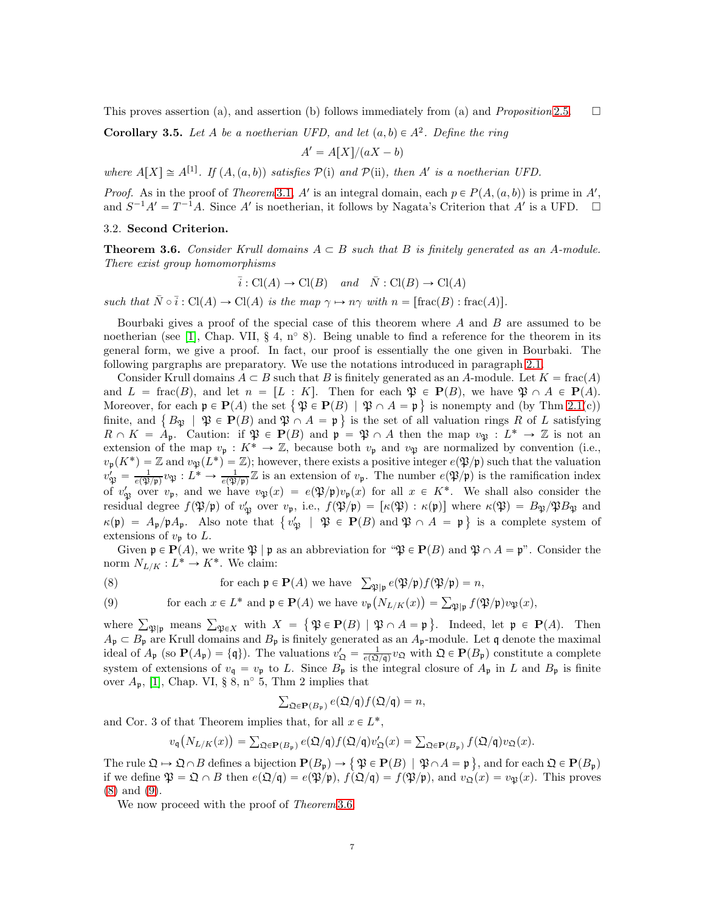This proves assertion (a), and assertion (b) follows immediately from (a) and *Proposition* 2.5. □

**Corollary 3.5.** *Let $A$ be a noetherian UFD, and let $(a,b) \in A^2$. Define the ring*

$$A' = A[X]/(aX - b)$$

*where $A[X] \cong A^{[1]}$. If $(A,(a,b))$ satisfies $\mathcal{P}(\mathrm{i})$ and $\mathcal{P}(\mathrm{ii})$, then $A'$ is a noetherian UFD.*

*Proof.* As in the proof of *Theorem* 3.1, $A'$ is an integral domain, each $p \in P(A,(a,b))$ is prime in $A'$, and $S^{-1}A' = T^{-1}A$. Since $A'$ is noetherian, it follows by Nagata's Criterion that $A'$ is a UFD. □

### 3.2. Second Criterion.

**Theorem 3.6.** *Consider Krull domains $A \subset B$ such that $B$ is finitely generated as an $A$-module. There exist group homomorphisms*

$$\bar{i} : \mathrm{Cl}(A) \to \mathrm{Cl}(B) \quad \text{and} \quad \bar{N} : \mathrm{Cl}(B) \to \mathrm{Cl}(A)$$

*such that $\bar{N} \circ \bar{i} : \mathrm{Cl}(A) \to \mathrm{Cl}(A)$ is the map $\gamma \mapsto n\gamma$ with $n = [\mathrm{frac}(B) : \mathrm{frac}(A)]$.*

Bourbaki gives a proof of the special case of this theorem where $A$ and $B$ are assumed to be noetherian (see [1], Chap. VII, § 4, n° 8). Being unable to find a reference for the theorem in its general form, we give a proof. In fact, our proof is essentially the one given in Bourbaki. The following pargraphs are preparatory. We use the notations introduced in paragraph 2.1.

Consider Krull domains $A \subset B$ such that $B$ is finitely generated as an $A$-module. Let $K = \mathrm{frac}(A)$ and $L = \mathrm{frac}(B)$, and let $n = [L : K]$. Then for each $\mathfrak{P} \in \mathbf{P}(B)$, we have $\mathfrak{P} \cap A \in \mathbf{P}(A)$. Moreover, for each $\mathfrak{p} \in \mathbf{P}(A)$ the set $\{\, \mathfrak{P} \in \mathbf{P}(B) \mid \mathfrak{P} \cap A = \mathfrak{p} \,\}$ is nonempty and (by Thm 2.1(c)) finite, and $\{\, B_{\mathfrak{P}} \mid \mathfrak{P} \in \mathbf{P}(B) \text{ and } \mathfrak{P} \cap A = \mathfrak{p} \,\}$ is the set of all valuation rings $R$ of $L$ satisfying $R \cap K = A_{\mathfrak{p}}$. Caution: if $\mathfrak{P} \in \mathbf{P}(B)$ and $\mathfrak{p} = \mathfrak{P} \cap A$ then the map $v_{\mathfrak{P}} : L^* \to \mathbb{Z}$ is not an extension of the map $v_{\mathfrak{p}} : K^* \to \mathbb{Z}$, because both $v_{\mathfrak{p}}$ and $v_{\mathfrak{P}}$ are normalized by convention (i.e., $v_{\mathfrak{p}}(K^*) = \mathbb{Z}$ and $v_{\mathfrak{P}}(L^*) = \mathbb{Z}$); however, there exists a positive integer $e(\mathfrak{P}/\mathfrak{p})$ such that the valuation $v'_{\mathfrak{P}} = \frac{1}{e(\mathfrak{P}/\mathfrak{p})} v_{\mathfrak{P}} : L^* \to \frac{1}{e(\mathfrak{P}/\mathfrak{p})}\mathbb{Z}$ is an extension of $v_{\mathfrak{p}}$. The number $e(\mathfrak{P}/\mathfrak{p})$ is the ramification index of $v'_{\mathfrak{P}}$ over $v_{\mathfrak{p}}$, and we have $v_{\mathfrak{P}}(x) = e(\mathfrak{P}/\mathfrak{p}) v_{\mathfrak{p}}(x)$ for all $x \in K^*$. We shall also consider the residual degree $f(\mathfrak{P}/\mathfrak{p})$ of $v'_{\mathfrak{P}}$ over $v_{\mathfrak{p}}$, i.e., $f(\mathfrak{P}/\mathfrak{p}) = [\kappa(\mathfrak{P}) : \kappa(\mathfrak{p})]$ where $\kappa(\mathfrak{P}) = B_{\mathfrak{P}}/\mathfrak{P}B_{\mathfrak{P}}$ and $\kappa(\mathfrak{p}) = A_{\mathfrak{p}}/\mathfrak{p}A_{\mathfrak{p}}$. Also note that $\{\, v'_{\mathfrak{P}} \mid \mathfrak{P} \in \mathbf{P}(B) \text{ and } \mathfrak{P} \cap A = \mathfrak{p} \,\}$ is a complete system of extensions of $v_{\mathfrak{p}}$ to $L$.

Given $\mathfrak{p} \in \mathbf{P}(A)$, we write $\mathfrak{P} \mid \mathfrak{p}$ as an abbreviation for "$\mathfrak{P} \in \mathbf{P}(B)$ and $\mathfrak{P} \cap A = \mathfrak{p}$". Consider the norm $N_{L/K} : L^* \to K^*$. We claim:

$$\text{for each } \mathfrak{p} \in \mathbf{P}(A) \text{ we have } \textstyle\sum_{\mathfrak{P}|\mathfrak{p}} e(\mathfrak{P}/\mathfrak{p}) f(\mathfrak{P}/\mathfrak{p}) = n, \tag{8}$$

$$\text{for each } x \in L^* \text{ and } \mathfrak{p} \in \mathbf{P}(A) \text{ we have } v_{\mathfrak{p}}\big(N_{L/K}(x)\big) = \textstyle\sum_{\mathfrak{P}|\mathfrak{p}} f(\mathfrak{P}/\mathfrak{p}) v_{\mathfrak{P}}(x), \tag{9}$$

where $\sum_{\mathfrak{P}|\mathfrak{p}}$ means $\sum_{\mathfrak{P} \in X}$ with $X = \{\, \mathfrak{P} \in \mathbf{P}(B) \mid \mathfrak{P} \cap A = \mathfrak{p} \,\}$. Indeed, let $\mathfrak{p} \in \mathbf{P}(A)$. Then $A_{\mathfrak{p}} \subset B_{\mathfrak{p}}$ are Krull domains and $B_{\mathfrak{p}}$ is finitely generated as an $A_{\mathfrak{p}}$-module. Let $\mathfrak{q}$ denote the maximal ideal of $A_{\mathfrak{p}}$ (so $\mathbf{P}(A_{\mathfrak{p}}) = \{\mathfrak{q}\}$). The valuations $v'_{\mathfrak{Q}} = \frac{1}{e(\mathfrak{Q}/\mathfrak{q})} v_{\mathfrak{Q}}$ with $\mathfrak{Q} \in \mathbf{P}(B_{\mathfrak{p}})$ constitute a complete system of extensions of $v_{\mathfrak{q}} = v_{\mathfrak{p}}$ to $L$. Since $B_{\mathfrak{p}}$ is the integral closure of $A_{\mathfrak{p}}$ in $L$ and $B_{\mathfrak{p}}$ is finite over $A_{\mathfrak{p}}$, [1], Chap. VI, § 8, n° 5, Thm 2 implies that

$$\textstyle\sum_{\mathfrak{Q} \in \mathbf{P}(B_{\mathfrak{p}})} e(\mathfrak{Q}/\mathfrak{q}) f(\mathfrak{Q}/\mathfrak{q}) = n,$$

and Cor. 3 of that Theorem implies that, for all $x \in L^*$,

$$v_{\mathfrak{q}}\big(N_{L/K}(x)\big) = \textstyle\sum_{\mathfrak{Q} \in \mathbf{P}(B_{\mathfrak{p}})} e(\mathfrak{Q}/\mathfrak{q}) f(\mathfrak{Q}/\mathfrak{q}) v'_{\mathfrak{Q}}(x) = \sum_{\mathfrak{Q} \in \mathbf{P}(B_{\mathfrak{p}})} f(\mathfrak{Q}/\mathfrak{q}) v_{\mathfrak{Q}}(x).$$

The rule $\mathfrak{Q} \mapsto \mathfrak{Q} \cap B$ defines a bijection $\mathbf{P}(B_{\mathfrak{p}}) \to \{\, \mathfrak{P} \in \mathbf{P}(B) \mid \mathfrak{P} \cap A = \mathfrak{p} \,\}$, and for each $\mathfrak{Q} \in \mathbf{P}(B_{\mathfrak{p}})$ if we define $\mathfrak{P} = \mathfrak{Q} \cap B$ then $e(\mathfrak{Q}/\mathfrak{q}) = e(\mathfrak{P}/\mathfrak{p})$, $f(\mathfrak{Q}/\mathfrak{q}) = f(\mathfrak{P}/\mathfrak{p})$, and $v_{\mathfrak{Q}}(x) = v_{\mathfrak{P}}(x)$. This proves (8) and (9).

We now proceed with the proof of *Theorem* 3.6.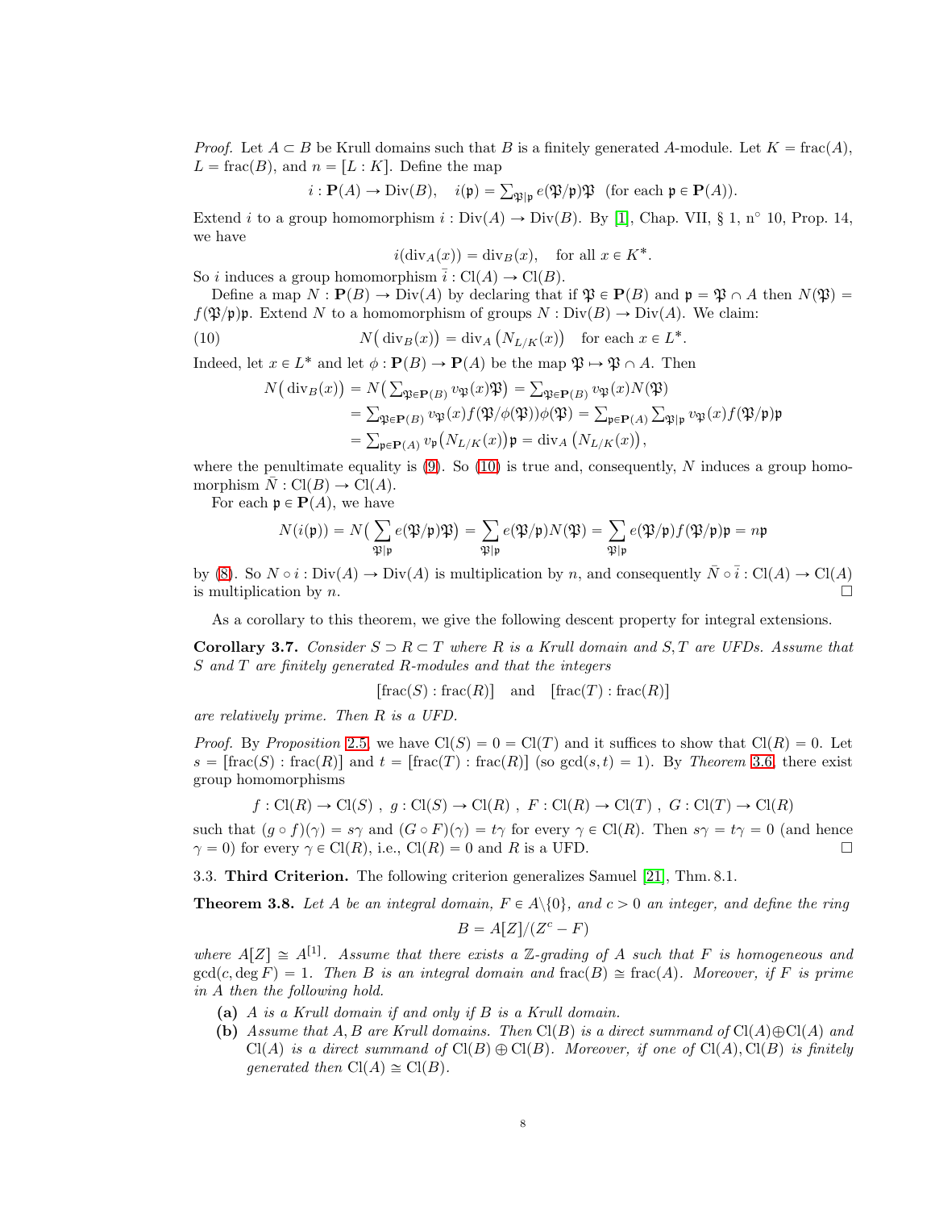*Proof.* Let $A \subset B$ be Krull domains such that $B$ is a finitely generated $A$-module. Let $K = \operatorname{frac}(A)$, $L = \operatorname{frac}(B)$, and $n = [L : K]$. Define the map

$$i : \mathbf{P}(A) \to \operatorname{Div}(B), \quad i(\mathfrak{p}) = \textstyle\sum_{\mathfrak{P}|\mathfrak{p}} e(\mathfrak{P}/\mathfrak{p})\mathfrak{P} \quad \text{(for each } \mathfrak{p} \in \mathbf{P}(A)\text{)}.$$

Extend $i$ to a group homomorphism $i : \operatorname{Div}(A) \to \operatorname{Div}(B)$. By [1], Chap. VII, § 1, n° 10, Prop. 14, we have

$$i(\operatorname{div}_A(x)) = \operatorname{div}_B(x), \quad \text{for all } x \in K^*.$$

So $i$ induces a group homomorphism $\bar{i} : \operatorname{Cl}(A) \to \operatorname{Cl}(B)$.

Define a map $N : \mathbf{P}(B) \to \operatorname{Div}(A)$ by declaring that if $\mathfrak{P} \in \mathbf{P}(B)$ and $\mathfrak{p} = \mathfrak{P} \cap A$ then $N(\mathfrak{P}) = f(\mathfrak{P}/\mathfrak{p})\mathfrak{p}$. Extend $N$ to a homomorphism of groups $N : \operatorname{Div}(B) \to \operatorname{Div}(A)$. We claim:

$$N\big(\operatorname{div}_B(x)\big) = \operatorname{div}_A\big(N_{L/K}(x)\big) \quad \text{for each } x \in L^*. \tag{10}$$

Indeed, let $x \in L^*$ and let $\phi : \mathbf{P}(B) \to \mathbf{P}(A)$ be the map $\mathfrak{P} \mapsto \mathfrak{P} \cap A$. Then

$$\begin{aligned}
N\big(\operatorname{div}_B(x)\big) &= N\big(\textstyle\sum_{\mathfrak{P}\in\mathbf{P}(B)} v_{\mathfrak{P}}(x)\mathfrak{P}\big) = \textstyle\sum_{\mathfrak{P}\in\mathbf{P}(B)} v_{\mathfrak{P}}(x) N(\mathfrak{P}) \\
&= \textstyle\sum_{\mathfrak{P}\in\mathbf{P}(B)} v_{\mathfrak{P}}(x) f(\mathfrak{P}/\phi(\mathfrak{P}))\phi(\mathfrak{P}) = \textstyle\sum_{\mathfrak{p}\in\mathbf{P}(A)} \sum_{\mathfrak{P}|\mathfrak{p}} v_{\mathfrak{P}}(x) f(\mathfrak{P}/\mathfrak{p})\mathfrak{p} \\
&= \textstyle\sum_{\mathfrak{p}\in\mathbf{P}(A)} v_{\mathfrak{p}}\big(N_{L/K}(x)\big)\mathfrak{p} = \operatorname{div}_A\big(N_{L/K}(x)\big),
\end{aligned}$$

where the penultimate equality is (9). So (10) is true and, consequently, $N$ induces a group homomorphism $\bar{N} : \operatorname{Cl}(B) \to \operatorname{Cl}(A)$.

For each $\mathfrak{p} \in \mathbf{P}(A)$, we have

$$N(i(\mathfrak{p})) = N\Big(\sum_{\mathfrak{P}|\mathfrak{p}} e(\mathfrak{P}/\mathfrak{p})\mathfrak{P}\Big) = \sum_{\mathfrak{P}|\mathfrak{p}} e(\mathfrak{P}/\mathfrak{p})N(\mathfrak{P}) = \sum_{\mathfrak{P}|\mathfrak{p}} e(\mathfrak{P}/\mathfrak{p})f(\mathfrak{P}/\mathfrak{p})\mathfrak{p} = n\mathfrak{p}$$

by (8). So $N \circ i : \operatorname{Div}(A) \to \operatorname{Div}(A)$ is multiplication by $n$, and consequently $\bar{N} \circ \bar{i} : \operatorname{Cl}(A) \to \operatorname{Cl}(A)$ is multiplication by $n$. □

As a corollary to this theorem, we give the following descent property for integral extensions.

**Corollary 3.7.** *Consider $S \supset R \subset T$ where $R$ is a Krull domain and $S, T$ are UFDs. Assume that $S$ and $T$ are finitely generated $R$-modules and that the integers*

$$[\operatorname{frac}(S) : \operatorname{frac}(R)] \quad \text{and} \quad [\operatorname{frac}(T) : \operatorname{frac}(R)]$$

*are relatively prime. Then $R$ is a UFD.*

*Proof.* By *Proposition* 2.5, we have $\operatorname{Cl}(S) = 0 = \operatorname{Cl}(T)$ and it suffices to show that $\operatorname{Cl}(R) = 0$. Let $s = [\operatorname{frac}(S) : \operatorname{frac}(R)]$ and $t = [\operatorname{frac}(T) : \operatorname{frac}(R)]$ (so $\gcd(s,t) = 1$). By *Theorem* 3.6, there exist group homomorphisms

$$f : \operatorname{Cl}(R) \to \operatorname{Cl}(S)\ ,\ g : \operatorname{Cl}(S) \to \operatorname{Cl}(R)\ ,\ F : \operatorname{Cl}(R) \to \operatorname{Cl}(T)\ ,\ G : \operatorname{Cl}(T) \to \operatorname{Cl}(R)$$

such that $(g \circ f)(\gamma) = s\gamma$ and $(G \circ F)(\gamma) = t\gamma$ for every $\gamma \in \operatorname{Cl}(R)$. Then $s\gamma = t\gamma = 0$ (and hence $\gamma = 0$) for every $\gamma \in \operatorname{Cl}(R)$, i.e., $\operatorname{Cl}(R) = 0$ and $R$ is a UFD. □

3.3. **Third Criterion.** The following criterion generalizes Samuel [21], Thm. 8.1.

**Theorem 3.8.** *Let $A$ be an integral domain, $F \in A\backslash\{0\}$, and $c > 0$ an integer, and define the ring*

$$B = A[Z]/(Z^c - F)$$

*where $A[Z] \cong A^{[1]}$. Assume that there exists a $\mathbb{Z}$-grading of $A$ such that $F$ is homogeneous and $\gcd(c, \deg F) = 1$. Then $B$ is an integral domain and $\operatorname{frac}(B) \cong \operatorname{frac}(A)$. Moreover, if $F$ is prime in $A$ then the following hold.*

- **(a)** *$A$ is a Krull domain if and only if $B$ is a Krull domain.*
- **(b)** *Assume that $A, B$ are Krull domains. Then $\operatorname{Cl}(B)$ is a direct summand of $\operatorname{Cl}(A) \oplus \operatorname{Cl}(A)$ and $\operatorname{Cl}(A)$ is a direct summand of $\operatorname{Cl}(B) \oplus \operatorname{Cl}(B)$. Moreover, if one of $\operatorname{Cl}(A), \operatorname{Cl}(B)$ is finitely generated then $\operatorname{Cl}(A) \cong \operatorname{Cl}(B)$.*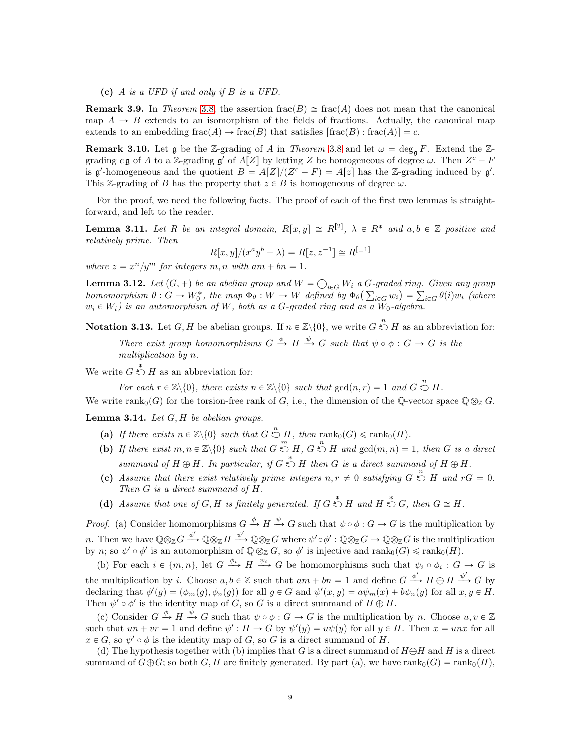**(c)** *$A$ is a UFD if and only if $B$ is a UFD.*

**Remark 3.9.** In *Theorem* 3.8, the assertion $\text{frac}(B) \cong \text{frac}(A)$ does not mean that the canonical map $A \to B$ extends to an isomorphism of the fields of fractions. Actually, the canonical map extends to an embedding $\text{frac}(A) \to \text{frac}(B)$ that satisfies $[\text{frac}(B) : \text{frac}(A)] = c$.

**Remark 3.10.** Let $\mathfrak{g}$ be the $\mathbb{Z}$-grading of $A$ in *Theorem* 3.8 and let $\omega = \deg_{\mathfrak{g}} F$. Extend the $\mathbb{Z}$-grading $c\,\mathfrak{g}$ of $A$ to a $\mathbb{Z}$-grading $\mathfrak{g}'$ of $A[Z]$ by letting $Z$ be homogeneous of degree $\omega$. Then $Z^c - F$ is $\mathfrak{g}'$-homogeneous and the quotient $B = A[Z]/(Z^c - F) = A[z]$ has the $\mathbb{Z}$-grading induced by $\mathfrak{g}'$. This $\mathbb{Z}$-grading of $B$ has the property that $z \in B$ is homogeneous of degree $\omega$.

For the proof, we need the following facts. The proof of each of the first two lemmas is straightforward, and left to the reader.

**Lemma 3.11.** *Let $R$ be an integral domain, $R[x,y] \cong R^{[2]}$, $\lambda \in R^*$ and $a,b \in \mathbb{Z}$ positive and relatively prime. Then*

$$R[x,y]/(x^a y^b - \lambda) = R[z, z^{-1}] \cong R^{[\pm 1]}$$

*where $z = x^n/y^m$ for integers $m,n$ with $am + bn = 1$.*

**Lemma 3.12.** *Let $(G,+)$ be an abelian group and $W = \bigoplus_{i \in G} W_i$ a $G$-graded ring. Given any group homomorphism $\theta : G \to W_0^*$, the map $\Phi_\theta : W \to W$ defined by $\Phi_\theta\big(\sum_{i \in G} w_i\big) = \sum_{i \in G} \theta(i) w_i$ (where $w_i \in W_i$) is an automorphism of $W$, both as a $G$-graded ring and as a $W_0$-algebra.*

**Notation 3.13.** Let $G, H$ be abelian groups. If $n \in \mathbb{Z}\setminus\{0\}$, we write $G \overset{n}{\circlearrowleft} H$ as an abbreviation for:

> *There exist group homomorphisms $G \xrightarrow{\phi} H \xrightarrow{\psi} G$ such that $\psi \circ \phi : G \to G$ is the multiplication by $n$.*

We write $G \overset{*}{\circlearrowleft} H$ as an abbreviation for:

> *For each $r \in \mathbb{Z}\setminus\{0\}$, there exists $n \in \mathbb{Z}\setminus\{0\}$ such that $\gcd(n,r) = 1$ and $G \overset{n}{\circlearrowleft} H$.*

We write $\text{rank}_0(G)$ for the torsion-free rank of $G$, i.e., the dimension of the $\mathbb{Q}$-vector space $\mathbb{Q} \otimes_{\mathbb{Z}} G$.

**Lemma 3.14.** *Let $G, H$ be abelian groups.*

- **(a)** *If there exists $n \in \mathbb{Z}\setminus\{0\}$ such that $G \overset{n}{\circlearrowleft} H$, then $\text{rank}_0(G) \leqslant \text{rank}_0(H)$.*
- **(b)** *If there exist $m, n \in \mathbb{Z}\setminus\{0\}$ such that $G \overset{m}{\circlearrowleft} H$, $G \overset{n}{\circlearrowleft} H$ and $\gcd(m,n) = 1$, then $G$ is a direct summand of $H \oplus H$. In particular, if $G \overset{*}{\circlearrowleft} H$ then $G$ is a direct summand of $H \oplus H$.*
- **(c)** *Assume that there exist relatively prime integers $n, r \neq 0$ satisfying $G \overset{n}{\circlearrowleft} H$ and $rG = 0$. Then $G$ is a direct summand of $H$.*
- **(d)** *Assume that one of $G, H$ is finitely generated. If $G \overset{*}{\circlearrowleft} H$ and $H \overset{*}{\circlearrowleft} G$, then $G \cong H$.*

*Proof.* (a) Consider homomorphisms $G \xrightarrow{\phi} H \xrightarrow{\psi} G$ such that $\psi \circ \phi : G \to G$ is the multiplication by $n$. Then we have $\mathbb{Q} \otimes_{\mathbb{Z}} G \xrightarrow{\phi'} \mathbb{Q} \otimes_{\mathbb{Z}} H \xrightarrow{\psi'} \mathbb{Q} \otimes_{\mathbb{Z}} G$ where $\psi' \circ \phi' : \mathbb{Q} \otimes_{\mathbb{Z}} G \to \mathbb{Q} \otimes_{\mathbb{Z}} G$ is the multiplication by $n$; so $\psi' \circ \phi'$ is an automorphism of $\mathbb{Q} \otimes_{\mathbb{Z}} G$, so $\phi'$ is injective and $\text{rank}_0(G) \leqslant \text{rank}_0(H)$.

(b) For each $i \in \{m, n\}$, let $G \xrightarrow{\phi_i} H \xrightarrow{\psi_i} G$ be homomorphisms such that $\psi_i \circ \phi_i : G \to G$ is the multiplication by $i$. Choose $a, b \in \mathbb{Z}$ such that $am + bn = 1$ and define $G \xrightarrow{\phi'} H \oplus H \xrightarrow{\psi'} G$ by declaring that $\phi'(g) = (\phi_m(g), \phi_n(g))$ for all $g \in G$ and $\psi'(x,y) = a\psi_m(x) + b\psi_n(y)$ for all $x, y \in H$. Then $\psi' \circ \phi'$ is the identity map of $G$, so $G$ is a direct summand of $H \oplus H$.

(c) Consider $G \xrightarrow{\phi} H \xrightarrow{\psi} G$ such that $\psi \circ \phi : G \to G$ is the multiplication by $n$. Choose $u, v \in \mathbb{Z}$ such that $un + vr = 1$ and define $\psi' : H \to G$ by $\psi'(y) = u\psi(y)$ for all $y \in H$. Then $x = unx$ for all $x \in G$, so $\psi' \circ \phi$ is the identity map of $G$, so $G$ is a direct summand of $H$.

(d) The hypothesis together with (b) implies that $G$ is a direct summand of $H \oplus H$ and $H$ is a direct summand of $G \oplus G$; so both $G, H$ are finitely generated. By part (a), we have $\text{rank}_0(G) = \text{rank}_0(H)$,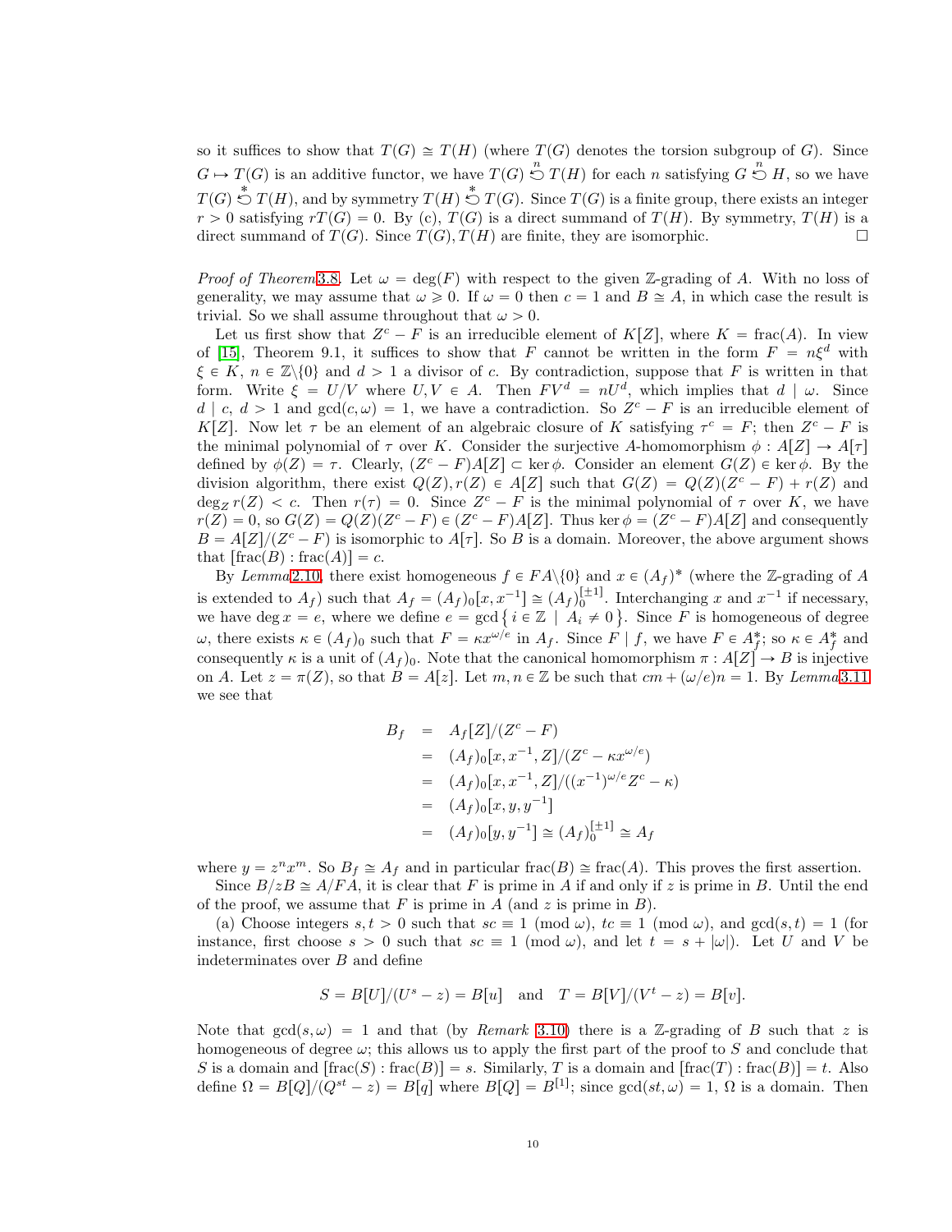so it suffices to show that $T(G) \cong T(H)$ (where $T(G)$ denotes the torsion subgroup of $G$). Since $G \mapsto T(G)$ is an additive functor, we have $T(G) \overset{n}{\circlearrowleft} T(H)$ for each $n$ satisfying $G \overset{n}{\circlearrowleft} H$, so we have $T(G) \overset{*}{\circlearrowleft} T(H)$, and by symmetry $T(H) \overset{*}{\circlearrowleft} T(G)$. Since $T(G)$ is a finite group, there exists an integer $r > 0$ satisfying $rT(G) = 0$. By (c), $T(G)$ is a direct summand of $T(H)$. By symmetry, $T(H)$ is a direct summand of $T(G)$. Since $T(G), T(H)$ are finite, they are isomorphic. □

*Proof of Theorem* 3.8. Let $\omega = \deg(F)$ with respect to the given $\mathbb{Z}$-grading of $A$. With no loss of generality, we may assume that $\omega \geqslant 0$. If $\omega = 0$ then $c = 1$ and $B \cong A$, in which case the result is trivial. So we shall assume throughout that $\omega > 0$.

Let us first show that $Z^c - F$ is an irreducible element of $K[Z]$, where $K = \operatorname{frac}(A)$. In view of [15], Theorem 9.1, it suffices to show that $F$ cannot be written in the form $F = n\xi^d$ with $\xi \in K$, $n \in \mathbb{Z}\backslash\{0\}$ and $d > 1$ a divisor of $c$. By contradiction, suppose that $F$ is written in that form. Write $\xi = U/V$ where $U, V \in A$. Then $FV^d = nU^d$, which implies that $d \mid \omega$. Since $d \mid c$, $d > 1$ and $\gcd(c, \omega) = 1$, we have a contradiction. So $Z^c - F$ is an irreducible element of $K[Z]$. Now let $\tau$ be an element of an algebraic closure of $K$ satisfying $\tau^c = F$; then $Z^c - F$ is the minimal polynomial of $\tau$ over $K$. Consider the surjective $A$-homomorphism $\phi : A[Z] \to A[\tau]$ defined by $\phi(Z) = \tau$. Clearly, $(Z^c - F)A[Z] \subset \ker\phi$. Consider an element $G(Z) \in \ker\phi$. By the division algorithm, there exist $Q(Z), r(Z) \in A[Z]$ such that $G(Z) = Q(Z)(Z^c - F) + r(Z)$ and $\deg_Z r(Z) < c$. Then $r(\tau) = 0$. Since $Z^c - F$ is the minimal polynomial of $\tau$ over $K$, we have $r(Z) = 0$, so $G(Z) = Q(Z)(Z^c - F) \in (Z^c - F)A[Z]$. Thus $\ker\phi = (Z^c - F)A[Z]$ and consequently $B = A[Z]/(Z^c - F)$ is isomorphic to $A[\tau]$. So $B$ is a domain. Moreover, the above argument shows that $[\operatorname{frac}(B) : \operatorname{frac}(A)] = c$.

By *Lemma* 2.10, there exist homogeneous $f \in FA\backslash\{0\}$ and $x \in (A_f)^*$ (where the $\mathbb{Z}$-grading of $A$ is extended to $A_f$) such that $A_f = (A_f)_0[x, x^{-1}] \cong (A_f)_0^{[\pm 1]}$. Interchanging $x$ and $x^{-1}$ if necessary, we have $\deg x = e$, where we define $e = \gcd\{\, i \in \mathbb{Z} \mid A_i \neq 0 \,\}$. Since $F$ is homogeneous of degree $\omega$, there exists $\kappa \in (A_f)_0$ such that $F = \kappa x^{\omega/e}$ in $A_f$. Since $F \mid f$, we have $F \in A_f^*$; so $\kappa \in A_f^*$ and consequently $\kappa$ is a unit of $(A_f)_0$. Note that the canonical homomorphism $\pi : A[Z] \to B$ is injective on $A$. Let $z = \pi(Z)$, so that $B = A[z]$. Let $m, n \in \mathbb{Z}$ be such that $cm + (\omega/e)n = 1$. By *Lemma* 3.11 we see that

$$
\begin{aligned}
B_f &= A_f[Z]/(Z^c - F) \\
&= (A_f)_0[x, x^{-1}, Z]/(Z^c - \kappa x^{\omega/e}) \\
&= (A_f)_0[x, x^{-1}, Z]/((x^{-1})^{\omega/e} Z^c - \kappa) \\
&= (A_f)_0[x, y, y^{-1}] \\
&= (A_f)_0[y, y^{-1}] \cong (A_f)_0^{[\pm 1]} \cong A_f
\end{aligned}
$$

where $y = z^n x^m$. So $B_f \cong A_f$ and in particular $\operatorname{frac}(B) \cong \operatorname{frac}(A)$. This proves the first assertion.

Since $B/zB \cong A/FA$, it is clear that $F$ is prime in $A$ if and only if $z$ is prime in $B$. Until the end of the proof, we assume that $F$ is prime in $A$ (and $z$ is prime in $B$).

(a) Choose integers $s, t > 0$ such that $sc \equiv 1 \pmod{\omega}$, $tc \equiv 1 \pmod{\omega}$, and $\gcd(s, t) = 1$ (for instance, first choose $s > 0$ such that $sc \equiv 1 \pmod{\omega}$, and let $t = s + |\omega|$). Let $U$ and $V$ be indeterminates over $B$ and define

$$
S = B[U]/(U^s - z) = B[u] \quad \text{and} \quad T = B[V]/(V^t - z) = B[v].
$$

Note that $\gcd(s, \omega) = 1$ and that (by *Remark* 3.10) there is a $\mathbb{Z}$-grading of $B$ such that $z$ is homogeneous of degree $\omega$; this allows us to apply the first part of the proof to $S$ and conclude that $S$ is a domain and $[\operatorname{frac}(S) : \operatorname{frac}(B)] = s$. Similarly, $T$ is a domain and $[\operatorname{frac}(T) : \operatorname{frac}(B)] = t$. Also define $\Omega = B[Q]/(Q^{st} - z) = B[q]$ where $B[Q] = B^{[1]}$; since $\gcd(st, \omega) = 1$, $\Omega$ is a domain. Then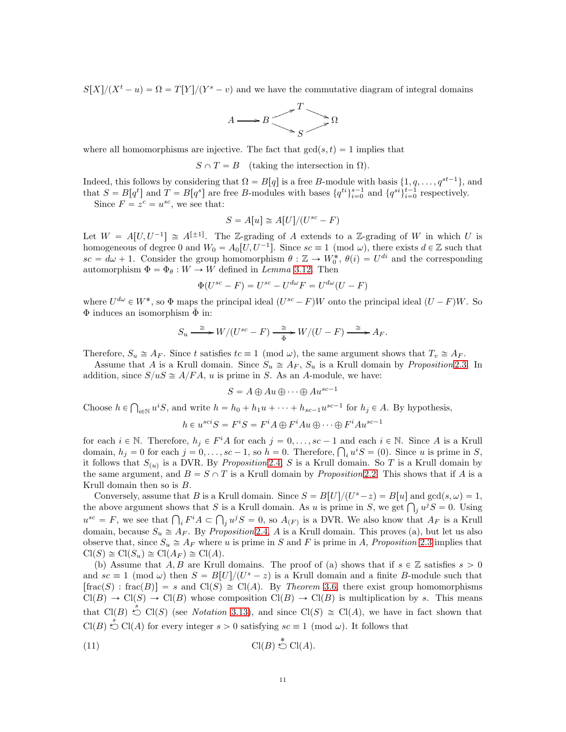$S[X]/(X^t - u) = \Omega = T[Y]/(Y^s - v)$ and we have the commutative diagram of integral domains

$$\begin{array}{ccccc} & & T & & \\ & \nearrow & & \searrow & \\ A \longrightarrow B & & & & \Omega \\ & \searrow & & \nearrow & \\ & & S & & \end{array}$$

where all homomorphisms are injective. The fact that $\gcd(s,t) = 1$ implies that

$$S \cap T = B \quad \text{(taking the intersection in } \Omega\text{)}.$$

Indeed, this follows by considering that $\Omega = B[q]$ is a free $B$-module with basis $\{1, q, \dots, q^{st-1}\}$, and that $S = B[q^t]$ and $T = B[q^s]$ are free $B$-modules with bases $\{q^{ti}\}_{i=0}^{s-1}$ and $\{q^{si}\}_{i=0}^{t-1}$ respectively.

Since $F = z^c = u^{sc}$, we see that:

$$S = A[u] \cong A[U]/(U^{sc} - F)$$

Let $W = A[U, U^{-1}] \cong A^{[\pm 1]}$. The $\mathbb{Z}$-grading of $A$ extends to a $\mathbb{Z}$-grading of $W$ in which $U$ is homogeneous of degree 0 and $W_0 = A_0[U, U^{-1}]$. Since $sc \equiv 1 \pmod{\omega}$, there exists $d \in \mathbb{Z}$ such that $sc = d\omega + 1$. Consider the group homomorphism $\theta : \mathbb{Z} \to W_0^*$, $\theta(i) = U^{di}$ and the corresponding automorphism $\Phi = \Phi_\theta : W \to W$ defined in *Lemma* 3.12. Then

$$\Phi(U^{sc} - F) = U^{sc} - U^{d\omega} F = U^{d\omega}(U - F)$$

where $U^{d\omega} \in W^*$, so $\Phi$ maps the principal ideal $(U^{sc} - F)W$ onto the principal ideal $(U - F)W$. So $\Phi$ induces an isomorphism $\bar{\Phi}$ in:

$$S_u \xrightarrow{\cong} W/(U^{sc} - F) \xrightarrow[\bar{\Phi}]{\cong} W/(U - F) \xrightarrow{\cong} A_F.$$

Therefore, $S_u \cong A_F$. Since $t$ satisfies $tc \equiv 1 \pmod{\omega}$, the same argument shows that $T_v \cong A_F$.

Assume that $A$ is a Krull domain. Since $S_u \cong A_F$, $S_u$ is a Krull domain by *Proposition* 2.3. In addition, since $S/uS \cong A/FA$, $u$ is prime in $S$. As an $A$-module, we have:

$$S = A \oplus Au \oplus \cdots \oplus Au^{sc-1}$$

Choose $h \in \bigcap_{i \in \mathbb{N}} u^i S$, and write $h = h_0 + h_1 u + \cdots + h_{sc-1} u^{sc-1}$ for $h_j \in A$. By hypothesis,

$$h \in u^{sci} S = F^i S = F^i A \oplus F^i Au \oplus \cdots \oplus F^i Au^{sc-1}$$

for each $i \in \mathbb{N}$. Therefore, $h_j \in F^i A$ for each $j = 0, \dots, sc-1$ and each $i \in \mathbb{N}$. Since $A$ is a Krull domain, $h_j = 0$ for each $j = 0, \dots, sc-1$, so $h = 0$. Therefore, $\bigcap_i u^i S = (0)$. Since $u$ is prime in $S$, it follows that $S_{(u)}$ is a DVR. By *Proposition* 2.4, $S$ is a Krull domain. So $T$ is a Krull domain by the same argument, and $B = S \cap T$ is a Krull domain by *Proposition* 2.2. This shows that if $A$ is a Krull domain then so is $B$.

Conversely, assume that $B$ is a Krull domain. Since $S = B[U]/(U^s - z) = B[u]$ and $\gcd(s, \omega) = 1$, the above argument shows that $S$ is a Krull domain. As $u$ is prime in $S$, we get $\bigcap_j u^j S = 0$. Using $u^{sc} = F$, we see that $\bigcap_i F^i A \subset \bigcap_j u^j S = 0$, so $A_{(F)}$ is a DVR. We also know that $A_F$ is a Krull domain, because $S_u \cong A_F$. By *Proposition* 2.4, $A$ is a Krull domain. This proves (a), but let us also observe that, since $S_u \cong A_F$ where $u$ is prime in $S$ and $F$ is prime in $A$, *Proposition* 2.3 implies that $\mathrm{Cl}(S) \cong \mathrm{Cl}(S_u) \cong \mathrm{Cl}(A_F) \cong \mathrm{Cl}(A)$.

(b) Assume that $A, B$ are Krull domains. The proof of (a) shows that if $s \in \mathbb{Z}$ satisfies $s > 0$ and $sc \equiv 1 \pmod{\omega}$ then $S = B[U]/(U^s - z)$ is a Krull domain and a finite $B$-module such that $[\mathrm{frac}(S) : \mathrm{frac}(B)] = s$ and $\mathrm{Cl}(S) \cong \mathrm{Cl}(A)$. By *Theorem* 3.6, there exist group homomorphisms $\mathrm{Cl}(B) \to \mathrm{Cl}(S) \to \mathrm{Cl}(B)$ whose composition $\mathrm{Cl}(B) \to \mathrm{Cl}(B)$ is multiplication by $s$. This means that $\mathrm{Cl}(B) \overset{s}{\circlearrowleft} \mathrm{Cl}(S)$ (see *Notation* 3.13), and since $\mathrm{Cl}(S) \cong \mathrm{Cl}(A)$, we have in fact shown that $\mathrm{Cl}(B) \overset{s}{\circlearrowleft} \mathrm{Cl}(A)$ for every integer $s > 0$ satisfying $sc \equiv 1 \pmod{\omega}$. It follows that

$$\mathrm{Cl}(B) \overset{*}{\circlearrowleft} \mathrm{Cl}(A). \tag{11}$$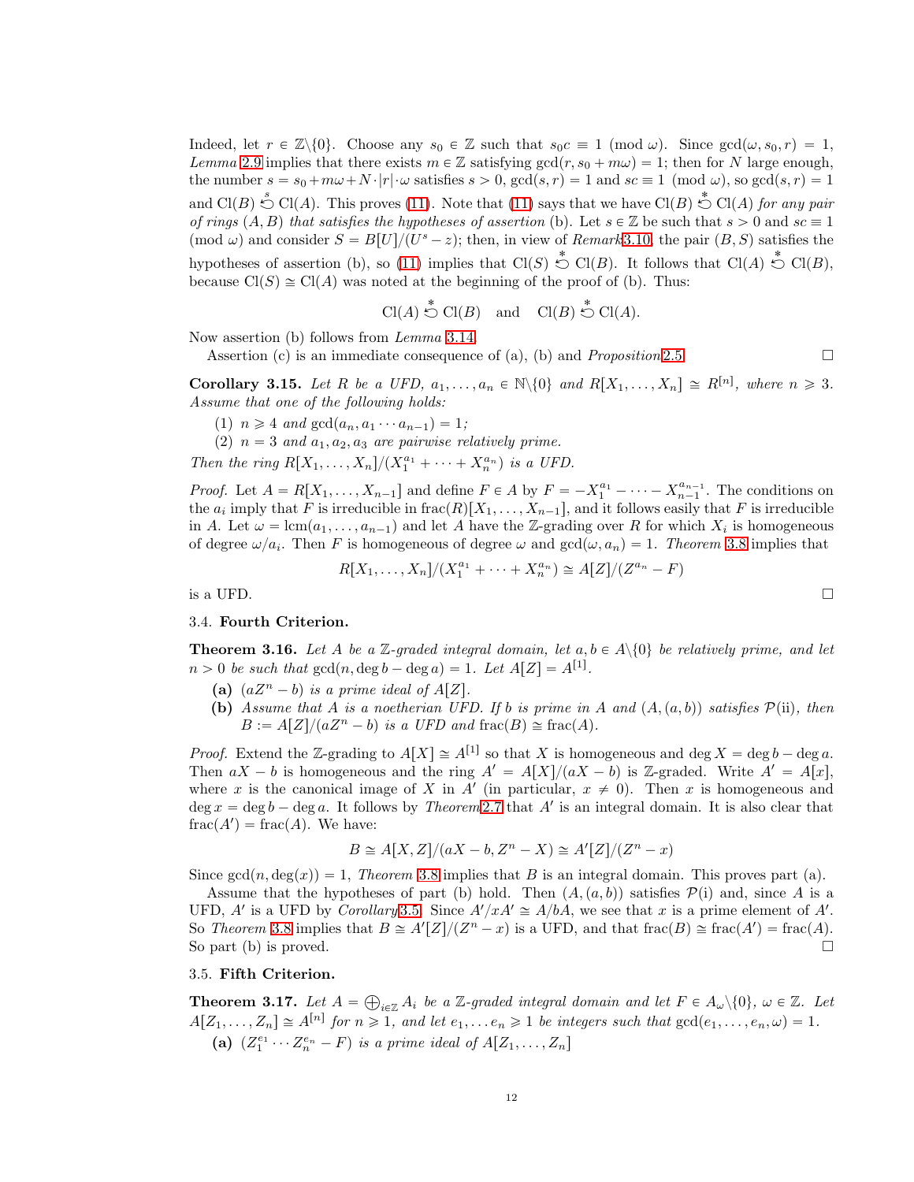Indeed, let $r \in \mathbb{Z}\backslash\{0\}$. Choose any $s_0 \in \mathbb{Z}$ such that $s_0 c \equiv 1 \pmod{\omega}$. Since $\gcd(\omega, s_0, r) = 1$, *Lemma* 2.9 implies that there exists $m \in \mathbb{Z}$ satisfying $\gcd(r, s_0 + m\omega) = 1$; then for $N$ large enough, the number $s = s_0 + m\omega + N \cdot |r| \cdot \omega$ satisfies $s > 0$, $\gcd(s, r) = 1$ and $sc \equiv 1 \pmod{\omega}$, so $\gcd(s, r) = 1$ and $\mathrm{Cl}(B) \overset{s}{\circlearrowleft} \mathrm{Cl}(A)$. This proves (11). Note that (11) says that we have $\mathrm{Cl}(B) \overset{*}{\circlearrowleft} \mathrm{Cl}(A)$ *for any pair of rings* $(A, B)$ *that satisfies the hypotheses of assertion* (b). Let $s \in \mathbb{Z}$ be such that $s > 0$ and $sc \equiv 1 \pmod{\omega}$ and consider $S = B[U]/(U^s - z)$; then, in view of *Remark* 3.10, the pair $(B, S)$ satisfies the hypotheses of assertion (b), so (11) implies that $\mathrm{Cl}(S) \overset{*}{\circlearrowleft} \mathrm{Cl}(B)$. It follows that $\mathrm{Cl}(A) \overset{*}{\circlearrowleft} \mathrm{Cl}(B)$, because $\mathrm{Cl}(S) \cong \mathrm{Cl}(A)$ was noted at the beginning of the proof of (b). Thus:

$$\mathrm{Cl}(A) \overset{*}{\circlearrowleft} \mathrm{Cl}(B) \quad \text{and} \quad \mathrm{Cl}(B) \overset{*}{\circlearrowleft} \mathrm{Cl}(A).$$

Now assertion (b) follows from *Lemma* 3.14.

Assertion (c) is an immediate consequence of (a), (b) and *Proposition* 2.5. □

**Corollary 3.15.** *Let $R$ be a UFD, $a_1, \dots, a_n \in \mathbb{N}\backslash\{0\}$ and $R[X_1, \dots, X_n] \cong R^{[n]}$, where $n \geqslant 3$. Assume that one of the following holds:*

1. *$n \geqslant 4$ and $\gcd(a_n, a_1 \cdots a_{n-1}) = 1$;*
2. *$n = 3$ and $a_1, a_2, a_3$ are pairwise relatively prime.*

*Then the ring $R[X_1, \dots, X_n]/(X_1^{a_1} + \cdots + X_n^{a_n})$ is a UFD.*

*Proof.* Let $A = R[X_1, \dots, X_{n-1}]$ and define $F \in A$ by $F = -X_1^{a_1} - \cdots - X_{n-1}^{a_{n-1}}$. The conditions on the $a_i$ imply that $F$ is irreducible in $\mathrm{frac}(R)[X_1, \dots, X_{n-1}]$, and it follows easily that $F$ is irreducible in $A$. Let $\omega = \mathrm{lcm}(a_1, \dots, a_{n-1})$ and let $A$ have the $\mathbb{Z}$-grading over $R$ for which $X_i$ is homogeneous of degree $\omega/a_i$. Then $F$ is homogeneous of degree $\omega$ and $\gcd(\omega, a_n) = 1$. *Theorem* 3.8 implies that

$$R[X_1, \dots, X_n]/(X_1^{a_1} + \cdots + X_n^{a_n}) \cong A[Z]/(Z^{a_n} - F)$$

is a UFD. □

### 3.4. Fourth Criterion.

**Theorem 3.16.** *Let $A$ be a $\mathbb{Z}$-graded integral domain, let $a, b \in A\backslash\{0\}$ be relatively prime, and let $n > 0$ be such that $\gcd(n, \deg b - \deg a) = 1$. Let $A[Z] = A^{[1]}$.*

- **(a)** *$(aZ^n - b)$ is a prime ideal of $A[Z]$.*
- **(b)** *Assume that $A$ is a noetherian UFD. If $b$ is prime in $A$ and $(A, (a, b))$ satisfies $\mathcal{P}$(ii), then $B := A[Z]/(aZ^n - b)$ is a UFD and $\mathrm{frac}(B) \cong \mathrm{frac}(A)$.*

*Proof.* Extend the $\mathbb{Z}$-grading to $A[X] \cong A^{[1]}$ so that $X$ is homogeneous and $\deg X = \deg b - \deg a$. Then $aX - b$ is homogeneous and the ring $A' = A[X]/(aX - b)$ is $\mathbb{Z}$-graded. Write $A' = A[x]$, where $x$ is the canonical image of $X$ in $A'$ (in particular, $x \neq 0$). Then $x$ is homogeneous and $\deg x = \deg b - \deg a$. It follows by *Theorem* 2.7 that $A'$ is an integral domain. It is also clear that $\mathrm{frac}(A') = \mathrm{frac}(A)$. We have:

$$B \cong A[X, Z]/(aX - b, Z^n - X) \cong A'[Z]/(Z^n - x)$$

Since $\gcd(n, \deg(x)) = 1$, *Theorem* 3.8 implies that $B$ is an integral domain. This proves part (a).

Assume that the hypotheses of part (b) hold. Then $(A, (a, b))$ satisfies $\mathcal{P}$(i) and, since $A$ is a UFD, $A'$ is a UFD by *Corollary* 3.5. Since $A'/xA' \cong A/bA$, we see that $x$ is a prime element of $A'$. So *Theorem* 3.8 implies that $B \cong A'[Z]/(Z^n - x)$ is a UFD, and that $\mathrm{frac}(B) \cong \mathrm{frac}(A') = \mathrm{frac}(A)$. So part (b) is proved. □

### 3.5. Fifth Criterion.

**Theorem 3.17.** *Let $A = \bigoplus_{i \in \mathbb{Z}} A_i$ be a $\mathbb{Z}$-graded integral domain and let $F \in A_\omega \backslash\{0\}$, $\omega \in \mathbb{Z}$. Let $A[Z_1, \dots, Z_n] \cong A^{[n]}$ for $n \geqslant 1$, and let $e_1, \dots e_n \geqslant 1$ be integers such that $\gcd(e_1, \dots, e_n, \omega) = 1$.*

- **(a)** *$(Z_1^{e_1} \cdots Z_n^{e_n} - F)$ is a prime ideal of $A[Z_1, \dots, Z_n]$*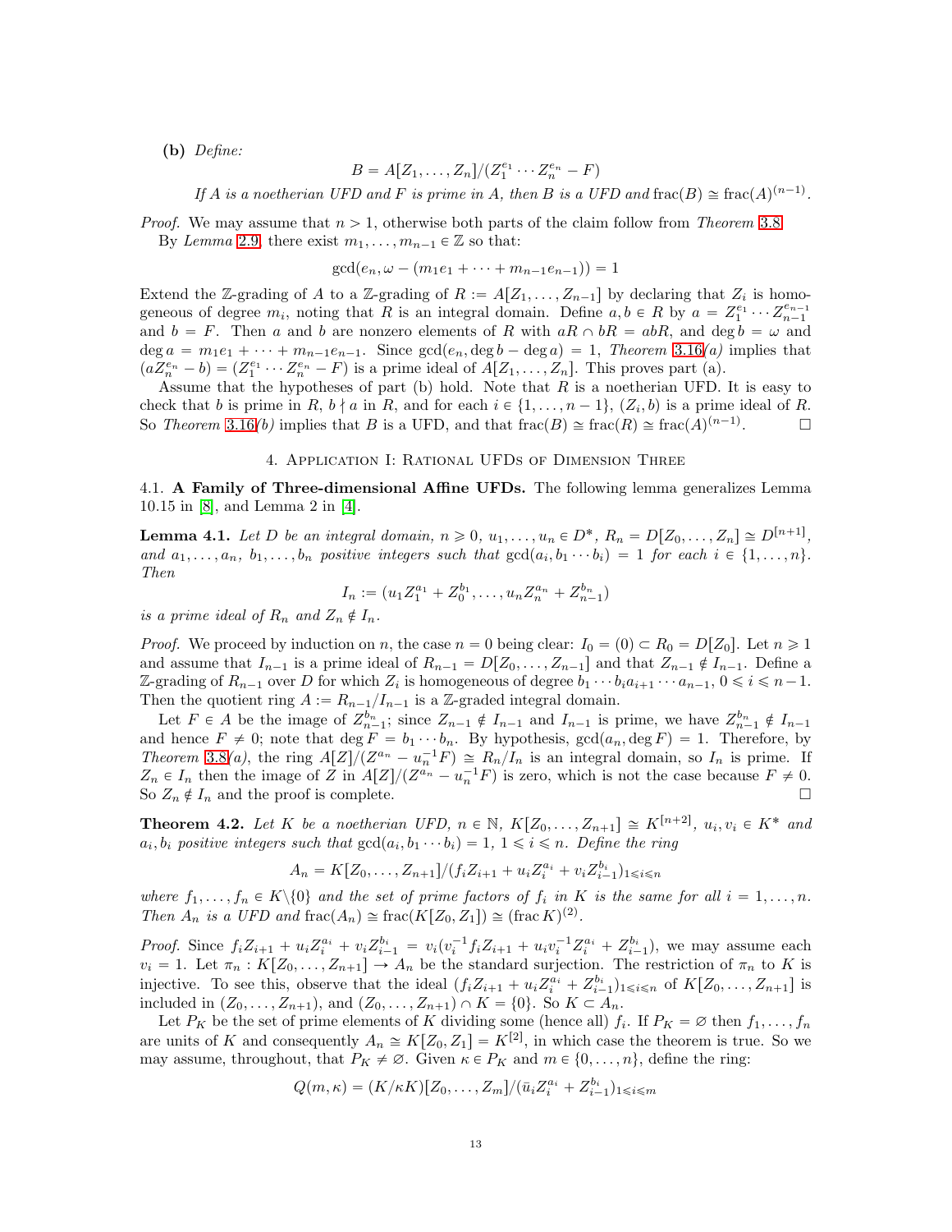**(b)** *Define:*

$$B = A[Z_1, \ldots, Z_n]/(Z_1^{e_1} \cdots Z_n^{e_n} - F)$$

*If $A$ is a noetherian UFD and $F$ is prime in $A$, then $B$ is a UFD and* $\operatorname{frac}(B) \cong \operatorname{frac}(A)^{(n-1)}$.

*Proof.* We may assume that $n > 1$, otherwise both parts of the claim follow from *Theorem* 3.8.

By *Lemma* 2.9, there exist $m_1, \ldots, m_{n-1} \in \mathbb{Z}$ so that:

$$\gcd(e_n, \omega - (m_1 e_1 + \cdots + m_{n-1} e_{n-1})) = 1$$

Extend the $\mathbb{Z}$-grading of $A$ to a $\mathbb{Z}$-grading of $R := A[Z_1, \ldots, Z_{n-1}]$ by declaring that $Z_i$ is homogeneous of degree $m_i$, noting that $R$ is an integral domain. Define $a, b \in R$ by $a = Z_1^{e_1} \cdots Z_{n-1}^{e_{n-1}}$ and $b = F$. Then $a$ and $b$ are nonzero elements of $R$ with $aR \cap bR = abR$, and $\deg b = \omega$ and $\deg a = m_1 e_1 + \cdots + m_{n-1} e_{n-1}$. Since $\gcd(e_n, \deg b - \deg a) = 1$, *Theorem* 3.16*(a)* implies that $(aZ_n^{e_n} - b) = (Z_1^{e_1} \cdots Z_n^{e_n} - F)$ is a prime ideal of $A[Z_1, \ldots, Z_n]$. This proves part (a).

Assume that the hypotheses of part (b) hold. Note that $R$ is a noetherian UFD. It is easy to check that $b$ is prime in $R$, $b \nmid a$ in $R$, and for each $i \in \{1, \ldots, n-1\}$, $(Z_i, b)$ is a prime ideal of $R$. So *Theorem* 3.16*(b)* implies that $B$ is a UFD, and that $\operatorname{frac}(B) \cong \operatorname{frac}(R) \cong \operatorname{frac}(A)^{(n-1)}$. □

## 4. Application I: Rational UFDs of Dimension Three

### 4.1. A Family of Three-dimensional Affine UFDs.

The following lemma generalizes Lemma 10.15 in [8], and Lemma 2 in [4].

**Lemma 4.1.** *Let $D$ be an integral domain, $n \geqslant 0$, $u_1, \ldots, u_n \in D^*$, $R_n = D[Z_0, \ldots, Z_n] \cong D^{[n+1]}$, and $a_1, \ldots, a_n$, $b_1, \ldots, b_n$ positive integers such that $\gcd(a_i, b_1 \cdots b_i) = 1$ for each $i \in \{1, \ldots, n\}$. Then*

$$I_n := (u_1 Z_1^{a_1} + Z_0^{b_1}, \ldots, u_n Z_n^{a_n} + Z_{n-1}^{b_n})$$

*is a prime ideal of $R_n$ and $Z_n \notin I_n$.*

*Proof.* We proceed by induction on $n$, the case $n = 0$ being clear: $I_0 = (0) \subset R_0 = D[Z_0]$. Let $n \geqslant 1$ and assume that $I_{n-1}$ is a prime ideal of $R_{n-1} = D[Z_0, \ldots, Z_{n-1}]$ and that $Z_{n-1} \notin I_{n-1}$. Define a $\mathbb{Z}$-grading of $R_{n-1}$ over $D$ for which $Z_i$ is homogeneous of degree $b_1 \cdots b_i a_{i+1} \cdots a_{n-1}$, $0 \leqslant i \leqslant n-1$. Then the quotient ring $A := R_{n-1}/I_{n-1}$ is a $\mathbb{Z}$-graded integral domain.

Let $F \in A$ be the image of $Z_{n-1}^{b_n}$; since $Z_{n-1} \notin I_{n-1}$ and $I_{n-1}$ is prime, we have $Z_{n-1}^{b_n} \notin I_{n-1}$ and hence $F \neq 0$; note that $\deg F = b_1 \cdots b_n$. By hypothesis, $\gcd(a_n, \deg F) = 1$. Therefore, by *Theorem* 3.8*(a)*, the ring $A[Z]/(Z^{a_n} - u_n^{-1} F) \cong R_n/I_n$ is an integral domain, so $I_n$ is prime. If $Z_n \in I_n$ then the image of $Z$ in $A[Z]/(Z^{a_n} - u_n^{-1} F)$ is zero, which is not the case because $F \neq 0$. So $Z_n \notin I_n$ and the proof is complete. □

**Theorem 4.2.** *Let $K$ be a noetherian UFD, $n \in \mathbb{N}$, $K[Z_0, \ldots, Z_{n+1}] \cong K^{[n+2]}$, $u_i, v_i \in K^*$ and $a_i, b_i$ positive integers such that $\gcd(a_i, b_1 \cdots b_i) = 1$, $1 \leqslant i \leqslant n$. Define the ring*

$$A_n = K[Z_0, \ldots, Z_{n+1}]/(f_i Z_{i+1} + u_i Z_i^{a_i} + v_i Z_{i-1}^{b_i})_{1 \leqslant i \leqslant n}$$

*where $f_1, \ldots, f_n \in K \setminus \{0\}$ and the set of prime factors of $f_i$ in $K$ is the same for all $i = 1, \ldots, n$. Then $A_n$ is a UFD and $\operatorname{frac}(A_n) \cong \operatorname{frac}(K[Z_0, Z_1]) \cong (\operatorname{frac} K)^{(2)}$.*

*Proof.* Since $f_i Z_{i+1} + u_i Z_i^{a_i} + v_i Z_{i-1}^{b_i} = v_i(v_i^{-1} f_i Z_{i+1} + u_i v_i^{-1} Z_i^{a_i} + Z_{i-1}^{b_i})$, we may assume each $v_i = 1$. Let $\pi_n : K[Z_0, \ldots, Z_{n+1}] \to A_n$ be the standard surjection. The restriction of $\pi_n$ to $K$ is injective. To see this, observe that the ideal $(f_i Z_{i+1} + u_i Z_i^{a_i} + Z_{i-1}^{b_i})_{1 \leqslant i \leqslant n}$ of $K[Z_0, \ldots, Z_{n+1}]$ is included in $(Z_0, \ldots, Z_{n+1})$, and $(Z_0, \ldots, Z_{n+1}) \cap K = \{0\}$. So $K \subset A_n$.

Let $P_K$ be the set of prime elements of $K$ dividing some (hence all) $f_i$. If $P_K = \varnothing$ then $f_1, \ldots, f_n$ are units of $K$ and consequently $A_n \cong K[Z_0, Z_1] = K^{[2]}$, in which case the theorem is true. So we may assume, throughout, that $P_K \neq \varnothing$. Given $\kappa \in P_K$ and $m \in \{0, \ldots, n\}$, define the ring:

$$Q(m, \kappa) = (K/\kappa K)[Z_0, \ldots, Z_m]/(\bar{u}_i Z_i^{a_i} + Z_{i-1}^{b_i})_{1 \leqslant i \leqslant m}$$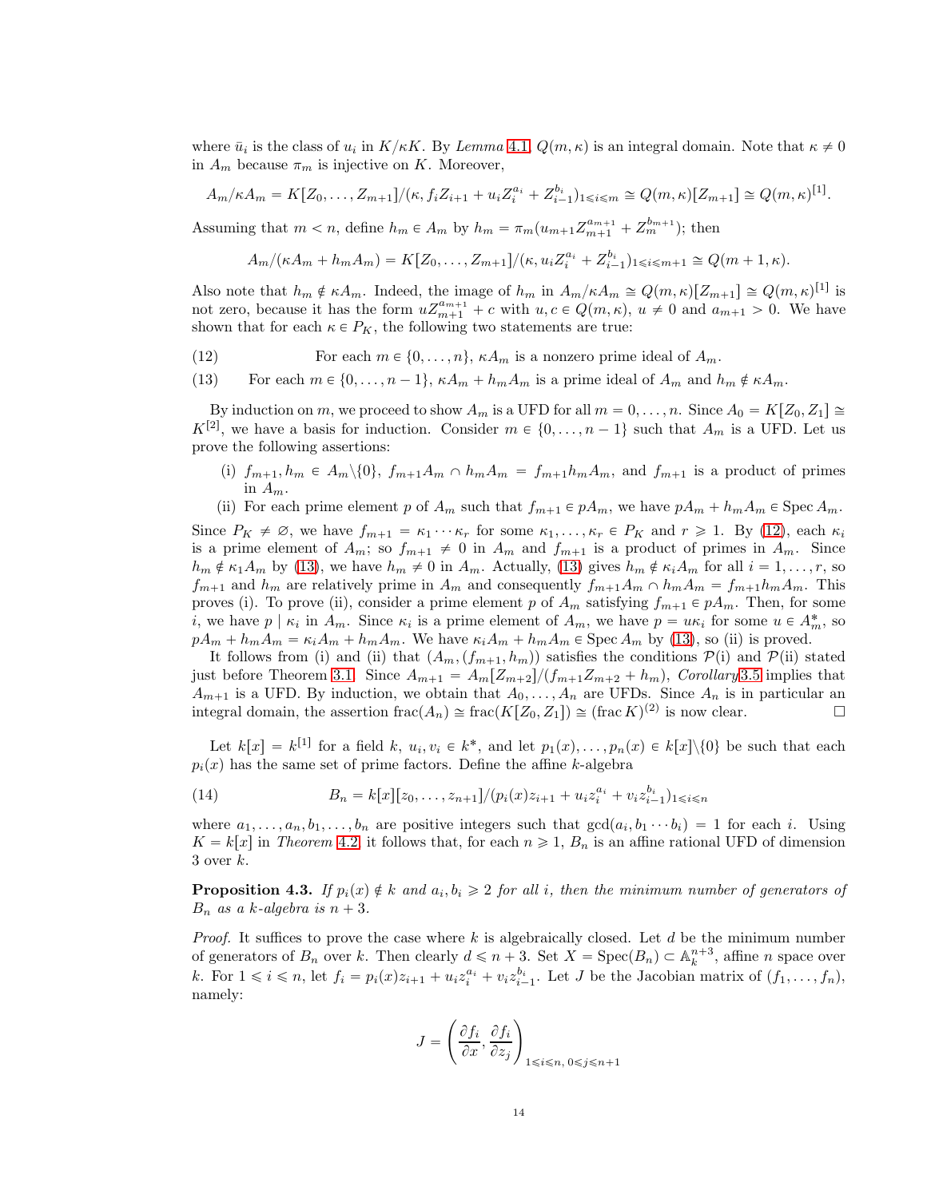where $\bar{u}_i$ is the class of $u_i$ in $K/\kappa K$. By *Lemma* 4.1, $Q(m,\kappa)$ is an integral domain. Note that $\kappa \neq 0$ in $A_m$ because $\pi_m$ is injective on $K$. Moreover,

$$A_m/\kappa A_m = K[Z_0,\ldots,Z_{m+1}]/(\kappa, f_i Z_{i+1} + u_i Z_i^{a_i} + Z_{i-1}^{b_i})_{1\leqslant i\leqslant m} \cong Q(m,\kappa)[Z_{m+1}] \cong Q(m,\kappa)^{[1]}.$$

Assuming that $m < n$, define $h_m \in A_m$ by $h_m = \pi_m(u_{m+1}Z_{m+1}^{a_{m+1}} + Z_m^{b_{m+1}})$; then

$$A_m/(\kappa A_m + h_m A_m) = K[Z_0,\ldots,Z_{m+1}]/(\kappa, u_i Z_i^{a_i} + Z_{i-1}^{b_i})_{1\leqslant i\leqslant m+1} \cong Q(m+1,\kappa).$$

Also note that $h_m \notin \kappa A_m$. Indeed, the image of $h_m$ in $A_m/\kappa A_m \cong Q(m,\kappa)[Z_{m+1}] \cong Q(m,\kappa)^{[1]}$ is not zero, because it has the form $uZ_{m+1}^{a_{m+1}} + c$ with $u, c \in Q(m,\kappa)$, $u \neq 0$ and $a_{m+1} > 0$. We have shown that for each $\kappa \in P_K$, the following two statements are true:

(12) For each $m \in \{0,\ldots,n\}$, $\kappa A_m$ is a nonzero prime ideal of $A_m$.

(13) For each $m \in \{0,\ldots,n-1\}$, $\kappa A_m + h_m A_m$ is a prime ideal of $A_m$ and $h_m \notin \kappa A_m$.

By induction on $m$, we proceed to show $A_m$ is a UFD for all $m = 0,\ldots,n$. Since $A_0 = K[Z_0, Z_1] \cong K^{[2]}$, we have a basis for induction. Consider $m \in \{0,\ldots,n-1\}$ such that $A_m$ is a UFD. Let us prove the following assertions:

- (i) $f_{m+1}, h_m \in A_m\backslash\{0\}$, $f_{m+1}A_m \cap h_m A_m = f_{m+1}h_m A_m$, and $f_{m+1}$ is a product of primes in $A_m$.
- (ii) For each prime element $p$ of $A_m$ such that $f_{m+1} \in pA_m$, we have $pA_m + h_m A_m \in \operatorname{Spec} A_m$.

Since $P_K \neq \varnothing$, we have $f_{m+1} = \kappa_1 \cdots \kappa_r$ for some $\kappa_1,\ldots,\kappa_r \in P_K$ and $r \geqslant 1$. By (12), each $\kappa_i$ is a prime element of $A_m$; so $f_{m+1} \neq 0$ in $A_m$ and $f_{m+1}$ is a product of primes in $A_m$. Since $h_m \notin \kappa_1 A_m$ by (13), we have $h_m \neq 0$ in $A_m$. Actually, (13) gives $h_m \notin \kappa_i A_m$ for all $i = 1,\ldots,r$, so $f_{m+1}$ and $h_m$ are relatively prime in $A_m$ and consequently $f_{m+1}A_m \cap h_m A_m = f_{m+1}h_m A_m$. This proves (i). To prove (ii), consider a prime element $p$ of $A_m$ satisfying $f_{m+1} \in pA_m$. Then, for some $i$, we have $p \mid \kappa_i$ in $A_m$. Since $\kappa_i$ is a prime element of $A_m$, we have $p = u\kappa_i$ for some $u \in A_m^*$, so $pA_m + h_m A_m = \kappa_i A_m + h_m A_m$. We have $\kappa_i A_m + h_m A_m \in \operatorname{Spec} A_m$ by (13), so (ii) is proved.

It follows from (i) and (ii) that $(A_m, (f_{m+1}, h_m))$ satisfies the conditions $\mathcal{P}$(i) and $\mathcal{P}$(ii) stated just before Theorem 3.1. Since $A_{m+1} = A_m[Z_{m+2}]/(f_{m+1}Z_{m+2} + h_m)$, *Corollary* 3.5 implies that $A_{m+1}$ is a UFD. By induction, we obtain that $A_0,\ldots,A_n$ are UFDs. Since $A_n$ is in particular an integral domain, the assertion $\operatorname{frac}(A_n) \cong \operatorname{frac}(K[Z_0, Z_1]) \cong (\operatorname{frac} K)^{(2)}$ is now clear. $\square$

Let $k[x] = k^{[1]}$ for a field $k$, $u_i, v_i \in k^*$, and let $p_1(x),\ldots,p_n(x) \in k[x]\backslash\{0\}$ be such that each $p_i(x)$ has the same set of prime factors. Define the affine $k$-algebra

$$B_n = k[x][z_0,\ldots,z_{n+1}]/(p_i(x)z_{i+1} + u_i z_i^{a_i} + v_i z_{i-1}^{b_i})_{1\leqslant i\leqslant n} \tag{14}$$

where $a_1,\ldots,a_n,b_1,\ldots,b_n$ are positive integers such that $\gcd(a_i, b_1\cdots b_i) = 1$ for each $i$. Using $K = k[x]$ in *Theorem* 4.2, it follows that, for each $n \geqslant 1$, $B_n$ is an affine rational UFD of dimension 3 over $k$.

**Proposition 4.3.** *If $p_i(x) \notin k$ and $a_i, b_i \geqslant 2$ for all $i$, then the minimum number of generators of $B_n$ as a $k$-algebra is $n+3$.*

*Proof.* It suffices to prove the case where $k$ is algebraically closed. Let $d$ be the minimum number of generators of $B_n$ over $k$. Then clearly $d \leqslant n+3$. Set $X = \operatorname{Spec}(B_n) \subset \mathbb{A}_k^{n+3}$, affine $n$ space over $k$. For $1 \leqslant i \leqslant n$, let $f_i = p_i(x)z_{i+1} + u_i z_i^{a_i} + v_i z_{i-1}^{b_i}$. Let $J$ be the Jacobian matrix of $(f_1,\ldots,f_n)$, namely:

$$J = \left(\frac{\partial f_i}{\partial x}, \frac{\partial f_i}{\partial z_j}\right)_{1\leqslant i\leqslant n,\ 0\leqslant j\leqslant n+1}$$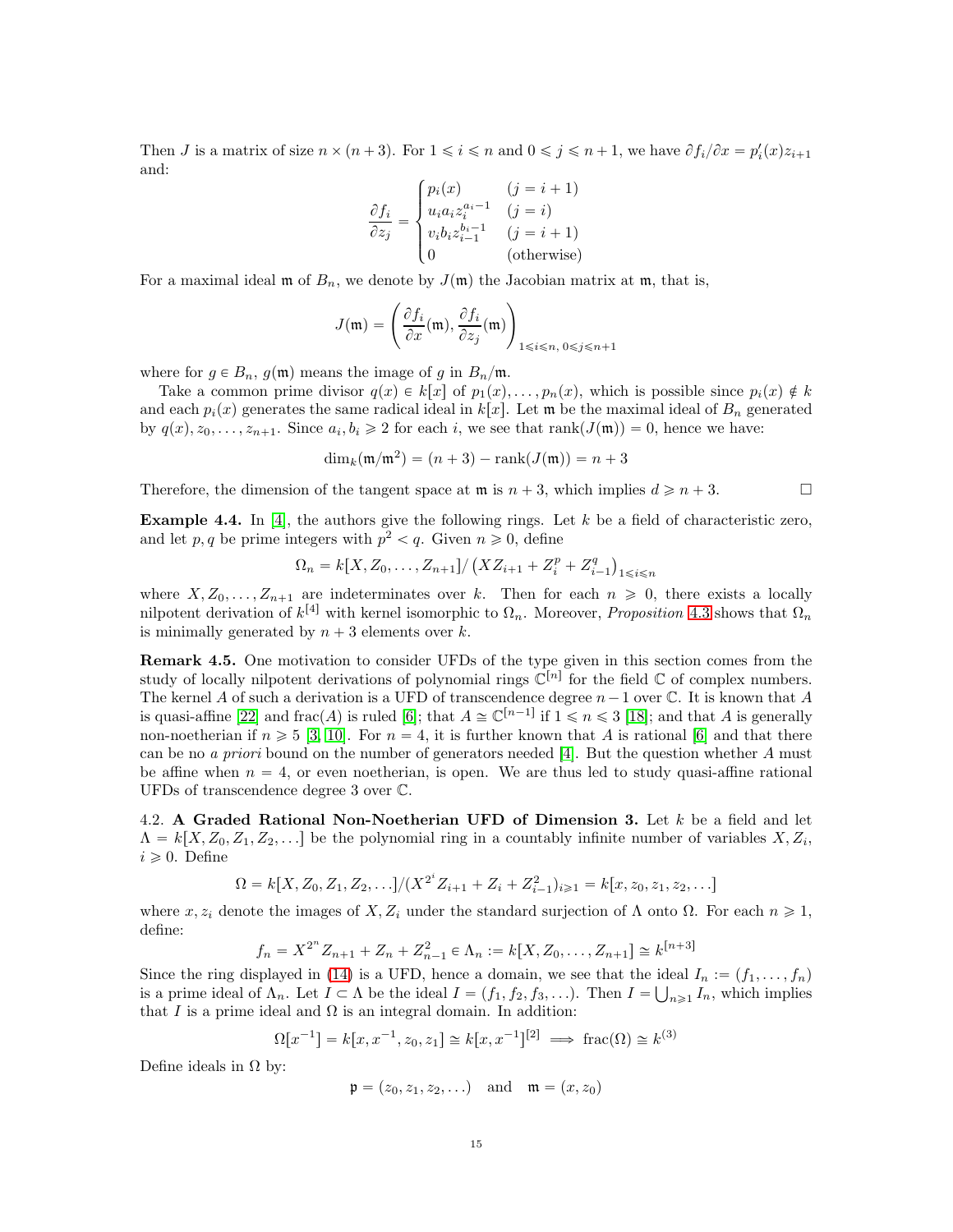Then $J$ is a matrix of size $n \times (n+3)$. For $1 \leqslant i \leqslant n$ and $0 \leqslant j \leqslant n+1$, we have $\partial f_i/\partial x = p_i'(x)z_{i+1}$ and:

$$\frac{\partial f_i}{\partial z_j} = \begin{cases} p_i(x) & (j = i+1) \\ u_i a_i z_i^{a_i - 1} & (j = i) \\ v_i b_i z_{i-1}^{b_i - 1} & (j = i+1) \\ 0 & \text{(otherwise)} \end{cases}$$

For a maximal ideal $\mathfrak{m}$ of $B_n$, we denote by $J(\mathfrak{m})$ the Jacobian matrix at $\mathfrak{m}$, that is,

$$J(\mathfrak{m}) = \left( \frac{\partial f_i}{\partial x}(\mathfrak{m}), \frac{\partial f_i}{\partial z_j}(\mathfrak{m}) \right)_{1 \leqslant i \leqslant n,\, 0 \leqslant j \leqslant n+1}$$

where for $g \in B_n$, $g(\mathfrak{m})$ means the image of $g$ in $B_n/\mathfrak{m}$.

Take a common prime divisor $q(x) \in k[x]$ of $p_1(x), \ldots, p_n(x)$, which is possible since $p_i(x) \notin k$ and each $p_i(x)$ generates the same radical ideal in $k[x]$. Let $\mathfrak{m}$ be the maximal ideal of $B_n$ generated by $q(x), z_0, \ldots, z_{n+1}$. Since $a_i, b_i \geqslant 2$ for each $i$, we see that $\operatorname{rank}(J(\mathfrak{m})) = 0$, hence we have:

$$\dim_k(\mathfrak{m}/\mathfrak{m}^2) = (n+3) - \operatorname{rank}(J(\mathfrak{m})) = n+3$$

Therefore, the dimension of the tangent space at $\mathfrak{m}$ is $n+3$, which implies $d \geqslant n+3$. □

**Example 4.4.** In [4], the authors give the following rings. Let $k$ be a field of characteristic zero, and let $p, q$ be prime integers with $p^2 < q$. Given $n \geqslant 0$, define

$$\Omega_n = k[X, Z_0, \ldots, Z_{n+1}] / \left( XZ_{i+1} + Z_i^p + Z_{i-1}^q \right)_{1 \leqslant i \leqslant n}$$

where $X, Z_0, \ldots, Z_{n+1}$ are indeterminates over $k$. Then for each $n \geqslant 0$, there exists a locally nilpotent derivation of $k^{[4]}$ with kernel isomorphic to $\Omega_n$. Moreover, *Proposition* 4.3 shows that $\Omega_n$ is minimally generated by $n+3$ elements over $k$.

**Remark 4.5.** One motivation to consider UFDs of the type given in this section comes from the study of locally nilpotent derivations of polynomial rings $\mathbb{C}^{[n]}$ for the field $\mathbb{C}$ of complex numbers. The kernel $A$ of such a derivation is a UFD of transcendence degree $n-1$ over $\mathbb{C}$. It is known that $A$ is quasi-affine [22] and $\operatorname{frac}(A)$ is ruled [6]; that $A \cong \mathbb{C}^{[n-1]}$ if $1 \leqslant n \leqslant 3$ [18]; and that $A$ is generally non-noetherian if $n \geqslant 5$ [3, 10]. For $n = 4$, it is further known that $A$ is rational [6] and that there can be no *a priori* bound on the number of generators needed [4]. But the question whether $A$ must be affine when $n = 4$, or even noetherian, is open. We are thus led to study quasi-affine rational UFDs of transcendence degree 3 over $\mathbb{C}$.

4.2. **A Graded Rational Non-Noetherian UFD of Dimension 3.** Let $k$ be a field and let $\Lambda = k[X, Z_0, Z_1, Z_2, \ldots]$ be the polynomial ring in a countably infinite number of variables $X, Z_i$, $i \geqslant 0$. Define

$$\Omega = k[X, Z_0, Z_1, Z_2, \ldots] / (X^{2^i} Z_{i+1} + Z_i + Z_{i-1}^2)_{i \geqslant 1} = k[x, z_0, z_1, z_2, \ldots]$$

where $x, z_i$ denote the images of $X, Z_i$ under the standard surjection of $\Lambda$ onto $\Omega$. For each $n \geqslant 1$, define:

$$f_n = X^{2^n} Z_{n+1} + Z_n + Z_{n-1}^2 \in \Lambda_n := k[X, Z_0, \ldots, Z_{n+1}] \cong k^{[n+3]}$$

Since the ring displayed in (14) is a UFD, hence a domain, we see that the ideal $I_n := (f_1, \ldots, f_n)$ is a prime ideal of $\Lambda_n$. Let $I \subset \Lambda$ be the ideal $I = (f_1, f_2, f_3, \ldots)$. Then $I = \bigcup_{n \geqslant 1} I_n$, which implies that $I$ is a prime ideal and $\Omega$ is an integral domain. In addition:

$$\Omega[x^{-1}] = k[x, x^{-1}, z_0, z_1] \cong k[x, x^{-1}]^{[2]} \implies \operatorname{frac}(\Omega) \cong k^{(3)}$$

Define ideals in $\Omega$ by:

$$\mathfrak{p} = (z_0, z_1, z_2, \ldots) \quad \text{and} \quad \mathfrak{m} = (x, z_0)$$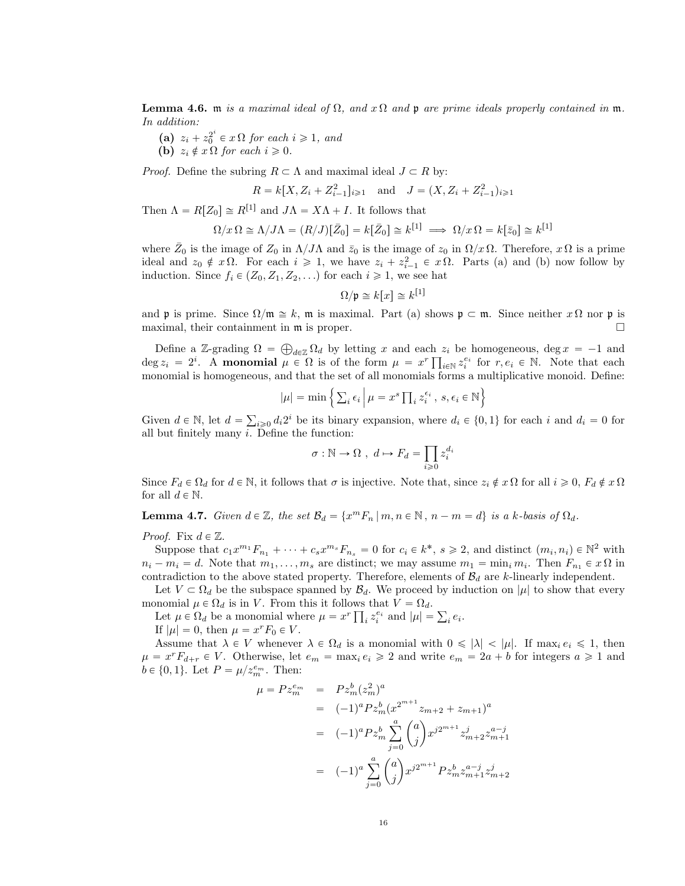**Lemma 4.6.** *$\mathfrak{m}$ is a maximal ideal of $\Omega$, and $x\,\Omega$ and $\mathfrak{p}$ are prime ideals properly contained in $\mathfrak{m}$. In addition:*

**(a)** *$z_i + z_0^{2^i} \in x\,\Omega$ for each $i \geqslant 1$, and*

**(b)** *$z_i \notin x\,\Omega$ for each $i \geqslant 0$.*

*Proof.* Define the subring $R \subset \Lambda$ and maximal ideal $J \subset R$ by:

$$R = k[X, Z_i + Z_{i-1}^2]_{i\geqslant 1} \quad \text{and} \quad J = (X, Z_i + Z_{i-1}^2)_{i\geqslant 1}$$

Then $\Lambda = R[Z_0] \cong R^{[1]}$ and $J\Lambda = X\Lambda + I$. It follows that

$$\Omega/x\,\Omega \cong \Lambda/J\Lambda = (R/J)[\bar{Z}_0] = k[\bar{Z}_0] \cong k^{[1]} \implies \Omega/x\,\Omega = k[\bar{z}_0] \cong k^{[1]}$$

where $\bar{Z}_0$ is the image of $Z_0$ in $\Lambda/J\Lambda$ and $\bar{z}_0$ is the image of $z_0$ in $\Omega/x\,\Omega$. Therefore, $x\,\Omega$ is a prime ideal and $z_0 \notin x\,\Omega$. For each $i \geqslant 1$, we have $z_i + z_{i-1}^2 \in x\,\Omega$. Parts (a) and (b) now follow by induction. Since $f_i \in (Z_0, Z_1, Z_2, \ldots)$ for each $i \geqslant 1$, we see hat

$$\Omega/\mathfrak{p} \cong k[x] \cong k^{[1]}$$

and $\mathfrak{p}$ is prime. Since $\Omega/\mathfrak{m} \cong k$, $\mathfrak{m}$ is maximal. Part (a) shows $\mathfrak{p} \subset \mathfrak{m}$. Since neither $x\,\Omega$ nor $\mathfrak{p}$ is maximal, their containment in $\mathfrak{m}$ is proper. $\square$

Define a $\mathbb{Z}$-grading $\Omega = \bigoplus_{d\in\mathbb{Z}} \Omega_d$ by letting $x$ and each $z_i$ be homogeneous, $\deg x = -1$ and $\deg z_i = 2^i$. A **monomial** $\mu \in \Omega$ is of the form $\mu = x^r \prod_{i\in\mathbb{N}} z_i^{e_i}$ for $r, e_i \in \mathbb{N}$. Note that each monomial is homogeneous, and that the set of all monomials forms a multiplicative monoid. Define:

$$|\mu| = \min\left\{ \textstyle\sum_i \epsilon_i \,\middle|\, \mu = x^s \prod_i z_i^{\epsilon_i} \,,\ s, \epsilon_i \in \mathbb{N} \right\}$$

Given $d \in \mathbb{N}$, let $d = \sum_{i\geqslant 0} d_i 2^i$ be its binary expansion, where $d_i \in \{0,1\}$ for each $i$ and $d_i = 0$ for all but finitely many $i$. Define the function:

$$\sigma : \mathbb{N} \to \Omega \ , \ d \mapsto F_d = \prod_{i\geqslant 0} z_i^{d_i}$$

Since $F_d \in \Omega_d$ for $d \in \mathbb{N}$, it follows that $\sigma$ is injective. Note that, since $z_i \notin x\,\Omega$ for all $i \geqslant 0$, $F_d \notin x\,\Omega$ for all $d \in \mathbb{N}$.

**Lemma 4.7.** *Given $d \in \mathbb{Z}$, the set $\mathcal{B}_d = \{x^m F_n \,|\, m, n \in \mathbb{N} \,,\, n - m = d\}$ is a $k$-basis of $\Omega_d$.*

*Proof.* Fix $d \in \mathbb{Z}$.

Suppose that $c_1 x^{m_1} F_{n_1} + \cdots + c_s x^{m_s} F_{n_s} = 0$ for $c_i \in k^*$, $s \geqslant 2$, and distinct $(m_i, n_i) \in \mathbb{N}^2$ with $n_i - m_i = d$. Note that $m_1, \ldots, m_s$ are distinct; we may assume $m_1 = \min_i m_i$. Then $F_{n_1} \in x\,\Omega$ in contradiction to the above stated property. Therefore, elements of $\mathcal{B}_d$ are $k$-linearly independent.

Let $V \subset \Omega_d$ be the subspace spanned by $\mathcal{B}_d$. We proceed by induction on $|\mu|$ to show that every monomial $\mu \in \Omega_d$ is in $V$. From this it follows that $V = \Omega_d$.

Let $\mu \in \Omega_d$ be a monomial where $\mu = x^r \prod_i z_i^{e_i}$ and $|\mu| = \sum_i e_i$.

If $|\mu| = 0$, then $\mu = x^r F_0 \in V$.

Assume that $\lambda \in V$ whenever $\lambda \in \Omega_d$ is a monomial with $0 \leqslant |\lambda| < |\mu|$. If $\max_i e_i \leqslant 1$, then $\mu = x^r F_{d+r} \in V$. Otherwise, let $e_m = \max_i e_i \geqslant 2$ and write $e_m = 2a + b$ for integers $a \geqslant 1$ and $b \in \{0,1\}$. Let $P = \mu/z_m^{e_m}$. Then:

$$\begin{aligned}
\mu = P z_m^{e_m} &= P z_m^b (z_m^2)^a \\
&= (-1)^a P z_m^b (x^{2^{m+1}} z_{m+2} + z_{m+1})^a \\
&= (-1)^a P z_m^b \sum_{j=0}^{a} \binom{a}{j} x^{j2^{m+1}} z_{m+2}^j z_{m+1}^{a-j} \\
&= (-1)^a \sum_{j=0}^{a} \binom{a}{j} x^{j2^{m+1}} P z_m^b z_{m+1}^{a-j} z_{m+2}^j
\end{aligned}$$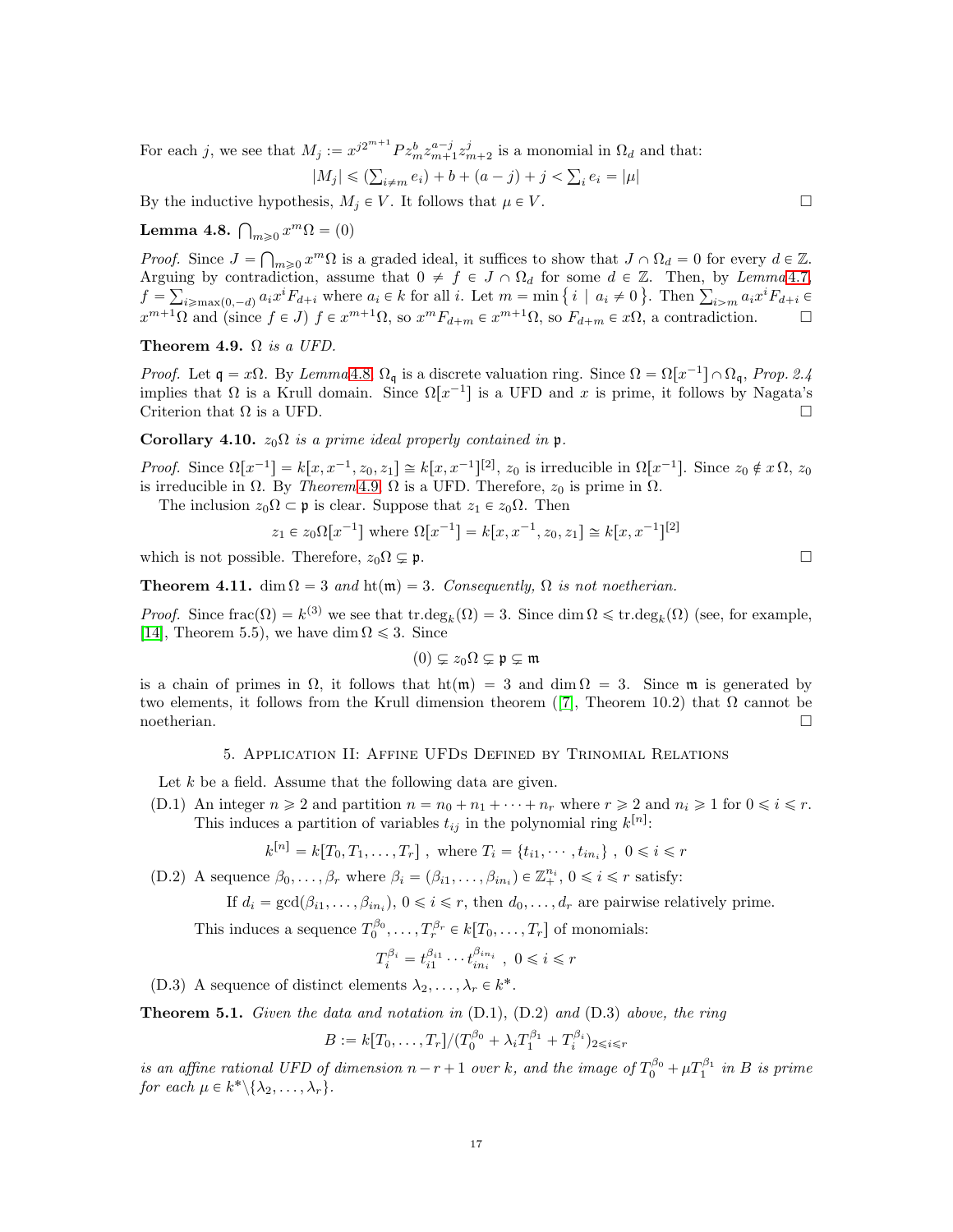For each $j$, we see that $M_j := x^{j2^{m+1}} P z_m^b z_{m+1}^{a-j} z_{m+2}^j$ is a monomial in $\Omega_d$ and that:

$$|M_j| \leqslant (\textstyle\sum_{i\neq m} e_i) + b + (a-j) + j < \sum_i e_i = |\mu|$$

By the inductive hypothesis, $M_j \in V$. It follows that $\mu \in V$. □

**Lemma 4.8.** $\bigcap_{m\geqslant 0} x^m\Omega = (0)$

*Proof.* Since $J = \bigcap_{m\geqslant 0} x^m\Omega$ is a graded ideal, it suffices to show that $J \cap \Omega_d = 0$ for every $d \in \mathbb{Z}$. Arguing by contradiction, assume that $0 \neq f \in J \cap \Omega_d$ for some $d \in \mathbb{Z}$. Then, by *Lemma* 4.7, $f = \sum_{i\geqslant \max(0,-d)} a_i x^i F_{d+i}$ where $a_i \in k$ for all $i$. Let $m = \min\{\, i \mid a_i \neq 0 \,\}$. Then $\sum_{i>m} a_i x^i F_{d+i} \in x^{m+1}\Omega$ and (since $f \in J$) $f \in x^{m+1}\Omega$, so $x^m F_{d+m} \in x^{m+1}\Omega$, so $F_{d+m} \in x\Omega$, a contradiction. □

**Theorem 4.9.** *$\Omega$ is a UFD.*

*Proof.* Let $\mathfrak{q} = x\Omega$. By *Lemma* 4.8, $\Omega_{\mathfrak{q}}$ is a discrete valuation ring. Since $\Omega = \Omega[x^{-1}] \cap \Omega_{\mathfrak{q}}$, *Prop. 2.4* implies that $\Omega$ is a Krull domain. Since $\Omega[x^{-1}]$ is a UFD and $x$ is prime, it follows by Nagata's Criterion that $\Omega$ is a UFD. □

**Corollary 4.10.** *$z_0\Omega$ is a prime ideal properly contained in $\mathfrak{p}$.*

*Proof.* Since $\Omega[x^{-1}] = k[x, x^{-1}, z_0, z_1] \cong k[x, x^{-1}]^{[2]}$, $z_0$ is irreducible in $\Omega[x^{-1}]$. Since $z_0 \notin x\,\Omega$, $z_0$ is irreducible in $\Omega$. By *Theorem* 4.9, $\Omega$ is a UFD. Therefore, $z_0$ is prime in $\Omega$.

The inclusion $z_0\Omega \subset \mathfrak{p}$ is clear. Suppose that $z_1 \in z_0\Omega$. Then

$$z_1 \in z_0\Omega[x^{-1}] \text{ where } \Omega[x^{-1}] = k[x, x^{-1}, z_0, z_1] \cong k[x, x^{-1}]^{[2]}$$

which is not possible. Therefore, $z_0\Omega \subsetneq \mathfrak{p}$. □

**Theorem 4.11.** *$\dim \Omega = 3$ and $\mathrm{ht}(\mathfrak{m}) = 3$. Consequently, $\Omega$ is not noetherian.*

*Proof.* Since $\mathrm{frac}(\Omega) = k^{(3)}$ we see that $\mathrm{tr.deg}_k(\Omega) = 3$. Since $\dim \Omega \leqslant \mathrm{tr.deg}_k(\Omega)$ (see, for example, [14], Theorem 5.5), we have $\dim \Omega \leqslant 3$. Since

$$(0) \subsetneq z_0\Omega \subsetneq \mathfrak{p} \subsetneq \mathfrak{m}$$

is a chain of primes in $\Omega$, it follows that $\mathrm{ht}(\mathfrak{m}) = 3$ and $\dim \Omega = 3$. Since $\mathfrak{m}$ is generated by two elements, it follows from the Krull dimension theorem ([7], Theorem 10.2) that $\Omega$ cannot be noetherian. □

## 5. Application II: Affine UFDs Defined by Trinomial Relations

Let $k$ be a field. Assume that the following data are given.

(D.1) An integer $n \geqslant 2$ and partition $n = n_0 + n_1 + \cdots + n_r$ where $r \geqslant 2$ and $n_i \geqslant 1$ for $0 \leqslant i \leqslant r$. This induces a partition of variables $t_{ij}$ in the polynomial ring $k^{[n]}$:

$$k^{[n]} = k[T_0, T_1, \ldots, T_r] \ , \text{ where } T_i = \{t_{i1}, \cdots, t_{in_i}\} \ , \ 0 \leqslant i \leqslant r$$

(D.2) A sequence $\beta_0, \ldots, \beta_r$ where $\beta_i = (\beta_{i1}, \ldots, \beta_{in_i}) \in \mathbb{Z}_+^{n_i}$, $0 \leqslant i \leqslant r$ satisfy:

If $d_i = \gcd(\beta_{i1}, \ldots, \beta_{in_i})$, $0 \leqslant i \leqslant r$, then $d_0, \ldots, d_r$ are pairwise relatively prime.

This induces a sequence $T_0^{\beta_0}, \ldots, T_r^{\beta_r} \in k[T_0, \ldots, T_r]$ of monomials:

$$T_i^{\beta_i} = t_{i1}^{\beta_{i1}} \cdots t_{in_i}^{\beta_{in_i}} \ , \ 0 \leqslant i \leqslant r$$

(D.3) A sequence of distinct elements $\lambda_2, \ldots, \lambda_r \in k^*$.

**Theorem 5.1.** *Given the data and notation in* (D.1), (D.2) *and* (D.3) *above, the ring*

$$B := k[T_0, \ldots, T_r]/(T_0^{\beta_0} + \lambda_i T_1^{\beta_1} + T_i^{\beta_i})_{2\leqslant i\leqslant r}$$

*is an affine rational UFD of dimension $n - r + 1$ over $k$, and the image of $T_0^{\beta_0} + \mu T_1^{\beta_1}$ in $B$ is prime for each $\mu \in k^* \setminus \{\lambda_2, \ldots, \lambda_r\}$.*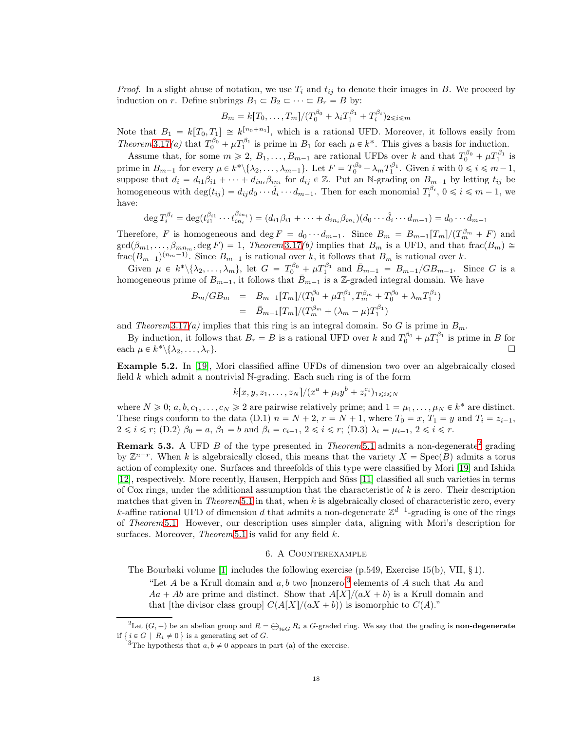*Proof.* In a slight abuse of notation, we use $T_i$ and $t_{ij}$ to denote their images in $B$. We proceed by induction on $r$. Define subrings $B_1 \subset B_2 \subset \cdots \subset B_r = B$ by:

$$B_m = k[T_0, \ldots, T_m]/(T_0^{\beta_0} + \lambda_i T_1^{\beta_1} + T_i^{\beta_i})_{2 \leqslant i \leqslant m}$$

Note that $B_1 = k[T_0, T_1] \cong k^{[n_0+n_1]}$, which is a rational UFD. Moreover, it follows easily from *Theorem* 3.17*(a)* that $T_0^{\beta_0} + \mu T_1^{\beta_1}$ is prime in $B_1$ for each $\mu \in k^*$. This gives a basis for induction.

Assume that, for some $m \geqslant 2$, $B_1, \ldots, B_{m-1}$ are rational UFDs over $k$ and that $T_0^{\beta_0} + \mu T_1^{\beta_1}$ is prime in $B_{m-1}$ for every $\mu \in k^* \backslash \{\lambda_2, \ldots, \lambda_{m-1}\}$. Let $F = T_0^{\beta_0} + \lambda_m T_1^{\beta_1}$. Given $i$ with $0 \leqslant i \leqslant m-1$, suppose that $d_i = d_{i1}\beta_{i1} + \cdots + d_{in_i}\beta_{in_i}$ for $d_{ij} \in \mathbb{Z}$. Put an $\mathbb{N}$-grading on $B_{m-1}$ by letting $t_{ij}$ be homogeneous with $\deg(t_{ij}) = d_{ij} d_0 \cdots \hat{d}_i \cdots d_{m-1}$. Then for each monomial $T_i^{\beta_i}$, $0 \leqslant i \leqslant m-1$, we have:

$$\deg T_i^{\beta_i} = \deg(t_{i1}^{\beta_{i1}} \cdots t_{in_i}^{\beta_{in_i}}) = (d_{i1}\beta_{i1} + \cdots + d_{in_i}\beta_{in_i})(d_0 \cdots \hat{d}_i \cdots d_{m-1}) = d_0 \cdots d_{m-1}$$

Therefore, $F$ is homogeneous and $\deg F = d_0 \cdots d_{m-1}$. Since $B_m = B_{m-1}[T_m]/(T_m^{\beta_m} + F)$ and $\gcd(\beta_{m1}, \ldots, \beta_{mn_m}, \deg F) = 1$, *Theorem* 3.17*(b)* implies that $B_m$ is a UFD, and that $\mathrm{frac}(B_m) \cong \mathrm{frac}(B_{m-1})^{(n_m-1)}$. Since $B_{m-1}$ is rational over $k$, it follows that $B_m$ is rational over $k$.

Given $\mu \in k^* \backslash \{\lambda_2, \ldots, \lambda_m\}$, let $G = T_0^{\beta_0} + \mu T_1^{\beta_1}$ and $\bar{B}_{m-1} = B_{m-1}/GB_{m-1}$. Since $G$ is a homogeneous prime of $B_{m-1}$, it follows that $\bar{B}_{m-1}$ is a $\mathbb{Z}$-graded integral domain. We have

$$\begin{aligned} B_m/GB_m &= B_{m-1}[T_m]/(T_0^{\beta_0} + \mu T_1^{\beta_1}, T_m^{\beta_m} + T_0^{\beta_0} + \lambda_m T_1^{\beta_1}) \\ &= \bar{B}_{m-1}[T_m]/(T_m^{\beta_m} + (\lambda_m - \mu) T_1^{\beta_1}) \end{aligned}$$

and *Theorem* 3.17*(a)* implies that this ring is an integral domain. So $G$ is prime in $B_m$.

By induction, it follows that $B_r = B$ is a rational UFD over $k$ and $T_0^{\beta_0} + \mu T_1^{\beta_1}$ is prime in $B$ for each $\mu \in k^* \backslash \{\lambda_2, \ldots, \lambda_r\}$. ☐

**Example 5.2.** In [19], Mori classified affine UFDs of dimension two over an algebraically closed field $k$ which admit a nontrivial $\mathbb{N}$-grading. Each such ring is of the form

$$k[x, y, z_1, \ldots, z_N]/(x^a + \mu_i y^b + z_i^{c_i})_{1 \leqslant i \leqslant N}$$

where $N \geqslant 0$; $a, b, c_1, \ldots, c_N \geqslant 2$ are pairwise relatively prime; and $1 = \mu_1, \ldots, \mu_N \in k^*$ are distinct. These rings conform to the data (D.1) $n = N + 2$, $r = N + 1$, where $T_0 = x$, $T_1 = y$ and $T_i = z_{i-1}$, $2 \leqslant i \leqslant r$; (D.2) $\beta_0 = a$, $\beta_1 = b$ and $\beta_i = c_{i-1}$, $2 \leqslant i \leqslant r$; (D.3) $\lambda_i = \mu_{i-1}$, $2 \leqslant i \leqslant r$.

**Remark 5.3.** A UFD $B$ of the type presented in *Theorem* 5.1 admits a non-degenerate[2] grading by $\mathbb{Z}^{n-r}$. When $k$ is algebraically closed, this means that the variety $X = \mathrm{Spec}(B)$ admits a torus action of complexity one. Surfaces and threefolds of this type were classified by Mori [19] and Ishida [12], respectively. More recently, Hausen, Herppich and Süss [11] classified all such varieties in terms of Cox rings, under the additional assumption that the characteristic of $k$ is zero. Their description matches that given in *Theorem* 5.1 in that, when $k$ is algebraically closed of characteristic zero, every $k$-affine rational UFD of dimension $d$ that admits a non-degenerate $\mathbb{Z}^{d-1}$-grading is one of the rings of *Theorem* 5.1. However, our description uses simpler data, aligning with Mori's description for surfaces. Moreover, *Theorem* 5.1 is valid for any field $k$.

## 6. A Counterexample

The Bourbaki volume [1] includes the following exercise (p.549, Exercise 15(b), VII, § 1).

> "Let $A$ be a Krull domain and $a, b$ two [nonzero][3] elements of $A$ such that $Aa$ and $Aa + Ab$ are prime and distinct. Show that $A[X]/(aX + b)$ is a Krull domain and that [the divisor class group] $C(A[X]/(aX + b))$ is isomorphic to $C(A)$."

---

[2] Let $(G, +)$ be an abelian group and $R = \bigoplus_{i \in G} R_i$ a $G$-graded ring. We say that the grading is **non-degenerate** if $\{ i \in G \mid R_i \neq 0 \}$ is a generating set of $G$.

[3] The hypothesis that $a, b \neq 0$ appears in part (a) of the exercise.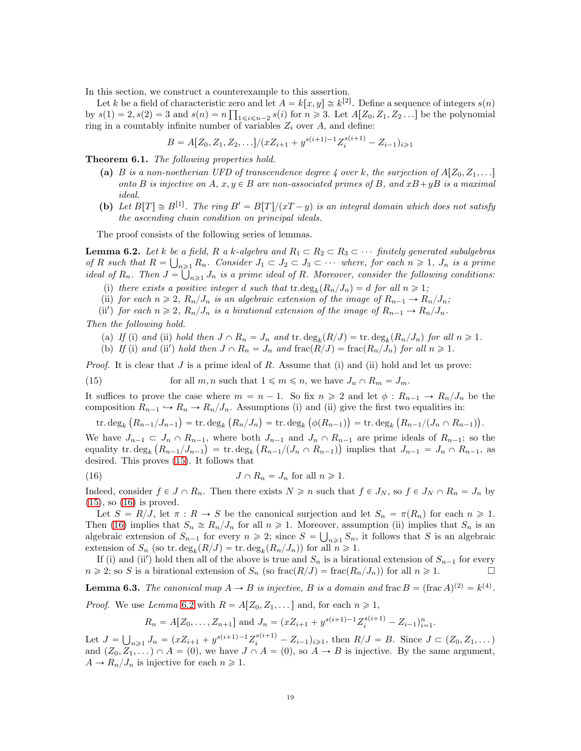In this section, we construct a counterexample to this assertion.

Let $k$ be a field of characteristic zero and let $A = k[x, y] \cong k^{[2]}$. Define a sequence of integers $s(n)$ by $s(1) = 2, s(2) = 3$ and $s(n) = n \prod_{1 \leqslant i \leqslant n-2} s(i)$ for $n \geqslant 3$. Let $A[Z_0, Z_1, Z_2 \dots]$ be the polynomial ring in a countably infinite number of variables $Z_i$ over $A$, and define:

$$B = A[Z_0, Z_1, Z_2, \dots]/(xZ_{i+1} + y^{s(i+1)-1} Z_i^{s(i+1)} - Z_{i-1})_{i \geqslant 1}$$

**Theorem 6.1.** *The following properties hold.*

- **(a)** *$B$ is a non-noetherian UFD of transcendence degree 4 over $k$, the surjection of $A[Z_0, Z_1, \dots]$ onto $B$ is injective on $A$, $x, y \in B$ are non-associated primes of $B$, and $xB + yB$ is a maximal ideal.*
- **(b)** *Let $B[T] \cong B^{[1]}$. The ring $B' = B[T]/(xT - y)$ is an integral domain which does not satisfy the ascending chain condition on principal ideals.*

The proof consists of the following series of lemmas.

**Lemma 6.2.** *Let $k$ be a field, $R$ a $k$-algebra and $R_1 \subset R_2 \subset R_3 \subset \cdots$ finitely generated subalgebras of $R$ such that $R = \bigcup_{n \geqslant 1} R_n$. Consider $J_1 \subset J_2 \subset J_3 \subset \cdots$ where, for each $n \geqslant 1$, $J_n$ is a prime ideal of $R_n$. Then $J = \bigcup_{n \geqslant 1} J_n$ is a prime ideal of $R$. Moreover, consider the following conditions:*

- (i) *there exists a positive integer $d$ such that $\operatorname{tr.deg}_k(R_n/J_n) = d$ for all $n \geqslant 1$;*
- (ii) *for each $n \geqslant 2$, $R_n/J_n$ is an algebraic extension of the image of $R_{n-1} \to R_n/J_n$;*
- (ii$'$) *for each $n \geqslant 2$, $R_n/J_n$ is a birational extension of the image of $R_{n-1} \to R_n/J_n$.*

*Then the following hold.*

- (a) *If* (i) *and* (ii) *hold then $J \cap R_n = J_n$ and $\operatorname{tr.deg}_k(R/J) = \operatorname{tr.deg}_k(R_n/J_n)$ for all $n \geqslant 1$.*
- (b) *If* (i) *and* (ii$'$) *hold then $J \cap R_n = J_n$ and $\operatorname{frac}(R/J) = \operatorname{frac}(R_n/J_n)$ for all $n \geqslant 1$.*

*Proof.* It is clear that $J$ is a prime ideal of $R$. Assume that (i) and (ii) hold and let us prove:

$$\text{for all } m, n \text{ such that } 1 \leqslant m \leqslant n, \text{ we have } J_n \cap R_m = J_m. \tag{15}$$

It suffices to prove the case where $m = n - 1$. So fix $n \geqslant 2$ and let $\phi : R_{n-1} \to R_n/J_n$ be the composition $R_{n-1} \hookrightarrow R_n \to R_n/J_n$. Assumptions (i) and (ii) give the first two equalities in:

$$\operatorname{tr.deg}_k\big(R_{n-1}/J_{n-1}\big) = \operatorname{tr.deg}_k\big(R_n/J_n\big) = \operatorname{tr.deg}_k\big(\phi(R_{n-1})\big) = \operatorname{tr.deg}_k\big(R_{n-1}/(J_n \cap R_{n-1})\big).$$

We have $J_{n-1} \subset J_n \cap R_{n-1}$, where both $J_{n-1}$ and $J_n \cap R_{n-1}$ are prime ideals of $R_{n-1}$; so the equality $\operatorname{tr.deg}_k\big(R_{n-1}/J_{n-1}\big) = \operatorname{tr.deg}_k\big(R_{n-1}/(J_n \cap R_{n-1})\big)$ implies that $J_{n-1} = J_n \cap R_{n-1}$, as desired. This proves (15). It follows that

$$J \cap R_n = J_n \text{ for all } n \geqslant 1. \tag{16}$$

Indeed, consider $f \in J \cap R_n$. Then there exists $N \geqslant n$ such that $f \in J_N$, so $f \in J_N \cap R_n = J_n$ by (15), so (16) is proved.

Let $S = R/J$, let $\pi : R \to S$ be the canonical surjection and let $S_n = \pi(R_n)$ for each $n \geqslant 1$. Then (16) implies that $S_n \cong R_n/J_n$ for all $n \geqslant 1$. Moreover, assumption (ii) implies that $S_n$ is an algebraic extension of $S_{n-1}$ for every $n \geqslant 2$; since $S = \bigcup_{n \geqslant 1} S_n$, it follows that $S$ is an algebraic extension of $S_n$ (so $\operatorname{tr.deg}_k(R/J) = \operatorname{tr.deg}_k(R_n/J_n)$) for all $n \geqslant 1$.

If (i) and (ii$'$) hold then all of the above is true and $S_n$ is a birational extension of $S_{n-1}$ for every $n \geqslant 2$; so $S$ is a birational extension of $S_n$ (so $\operatorname{frac}(R/J) = \operatorname{frac}(R_n/J_n)$) for all $n \geqslant 1$. $\square$

**Lemma 6.3.** *The canonical map $A \to B$ is injective, $B$ is a domain and* $\operatorname{frac} B = (\operatorname{frac} A)^{(2)} = k^{(4)}$.

*Proof.* We use *Lemma* 6.2 with $R = A[Z_0, Z_1, \dots]$ and, for each $n \geqslant 1$,

$$R_n = A[Z_0, \dots, Z_{n+1}] \text{ and } J_n = (xZ_{i+1} + y^{s(i+1)-1} Z_i^{s(i+1)} - Z_{i-1})_{i=1}^{n}.$$

Let $J = \bigcup_{n \geqslant 1} J_n = (xZ_{i+1} + y^{s(i+1)-1} Z_i^{s(i+1)} - Z_{i-1})_{i \geqslant 1}$, then $R/J = B$. Since $J \subset (Z_0, Z_1, \dots)$ and $(Z_0, Z_1, \dots) \cap A = (0)$, we have $J \cap A = (0)$, so $A \to B$ is injective. By the same argument, $A \to R_n/J_n$ is injective for each $n \geqslant 1$.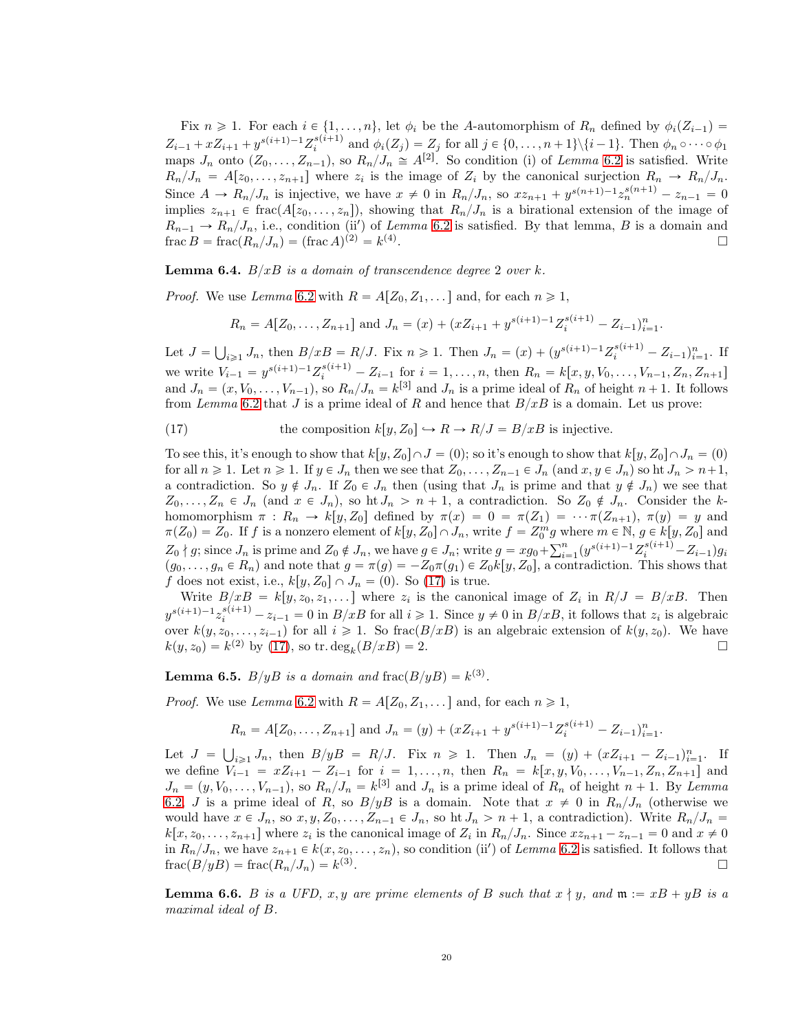Fix $n \geqslant 1$. For each $i \in \{1, \dots, n\}$, let $\phi_i$ be the $A$-automorphism of $R_n$ defined by $\phi_i(Z_{i-1}) = Z_{i-1} + xZ_{i+1} + y^{s(i+1)-1}Z_i^{s(i+1)}$ and $\phi_i(Z_j) = Z_j$ for all $j \in \{0, \dots, n+1\} \setminus \{i-1\}$. Then $\phi_n \circ \cdots \circ \phi_1$ maps $J_n$ onto $(Z_0, \dots, Z_{n-1})$, so $R_n/J_n \cong A^{[2]}$. So condition (i) of *Lemma* 6.2 is satisfied. Write $R_n/J_n = A[z_0, \dots, z_{n+1}]$ where $z_i$ is the image of $Z_i$ by the canonical surjection $R_n \to R_n/J_n$. Since $A \to R_n/J_n$ is injective, we have $x \neq 0$ in $R_n/J_n$, so $xz_{n+1} + y^{s(n+1)-1}z_n^{s(n+1)} - z_{n-1} = 0$ implies $z_{n+1} \in \operatorname{frac}(A[z_0, \dots, z_n])$, showing that $R_n/J_n$ is a birational extension of the image of $R_{n-1} \to R_n/J_n$, i.e., condition (ii′) of *Lemma* 6.2 is satisfied. By that lemma, $B$ is a domain and $\operatorname{frac} B = \operatorname{frac}(R_n/J_n) = (\operatorname{frac} A)^{(2)} = k^{(4)}$. □

**Lemma 6.4.** *$B/xB$ is a domain of transcendence degree 2 over $k$.*

*Proof.* We use *Lemma* 6.2 with $R = A[Z_0, Z_1, \dots]$ and, for each $n \geqslant 1$,

$$R_n = A[Z_0, \dots, Z_{n+1}] \text{ and } J_n = (x) + (xZ_{i+1} + y^{s(i+1)-1}Z_i^{s(i+1)} - Z_{i-1})_{i=1}^n.$$

Let $J = \bigcup_{i \geqslant 1} J_n$, then $B/xB = R/J$. Fix $n \geqslant 1$. Then $J_n = (x) + (y^{s(i+1)-1}Z_i^{s(i+1)} - Z_{i-1})_{i=1}^n$. If we write $V_{i-1} = y^{s(i+1)-1}Z_i^{s(i+1)} - Z_{i-1}$ for $i = 1, \dots, n$, then $R_n = k[x, y, V_0, \dots, V_{n-1}, Z_n, Z_{n+1}]$ and $J_n = (x, V_0, \dots, V_{n-1})$, so $R_n/J_n = k^{[3]}$ and $J_n$ is a prime ideal of $R_n$ of height $n+1$. It follows from *Lemma* 6.2 that $J$ is a prime ideal of $R$ and hence that $B/xB$ is a domain. Let us prove:

$$\text{(17)} \qquad \text{the composition } k[y, Z_0] \hookrightarrow R \to R/J = B/xB \text{ is injective.}$$

To see this, it's enough to show that $k[y, Z_0] \cap J = (0)$; so it's enough to show that $k[y, Z_0] \cap J_n = (0)$ for all $n \geqslant 1$. Let $n \geqslant 1$. If $y \in J_n$ then we see that $Z_0, \dots, Z_{n-1} \in J_n$ (and $x, y \in J_n$) so $\operatorname{ht} J_n > n+1$, a contradiction. So $y \notin J_n$. If $Z_0 \in J_n$ then (using that $J_n$ is prime and that $y \notin J_n$) we see that $Z_0, \dots, Z_n \in J_n$ (and $x \in J_n$), so $\operatorname{ht} J_n > n+1$, a contradiction. So $Z_0 \notin J_n$. Consider the $k$-homomorphism $\pi : R_n \to k[y, Z_0]$ defined by $\pi(x) = 0 = \pi(Z_1) = \cdots \pi(Z_{n+1})$, $\pi(y) = y$ and $\pi(Z_0) = Z_0$. If $f$ is a nonzero element of $k[y, Z_0] \cap J_n$, write $f = Z_0^m g$ where $m \in \mathbb{N}$, $g \in k[y, Z_0]$ and $Z_0 \nmid g$; since $J_n$ is prime and $Z_0 \notin J_n$, we have $g \in J_n$; write $g = xg_0 + \sum_{i=1}^n (y^{s(i+1)-1}Z_i^{s(i+1)} - Z_{i-1})g_i$ $(g_0, \dots, g_n \in R_n)$ and note that $g = \pi(g) = -Z_0\pi(g_1) \in Z_0 k[y, Z_0]$, a contradiction. This shows that $f$ does not exist, i.e., $k[y, Z_0] \cap J_n = (0)$. So (17) is true.

Write $B/xB = k[y, z_0, z_1, \dots]$ where $z_i$ is the canonical image of $Z_i$ in $R/J = B/xB$. Then $y^{s(i+1)-1}z_i^{s(i+1)} - z_{i-1} = 0$ in $B/xB$ for all $i \geqslant 1$. Since $y \neq 0$ in $B/xB$, it follows that $z_i$ is algebraic over $k(y, z_0, \dots, z_{i-1})$ for all $i \geqslant 1$. So $\operatorname{frac}(B/xB)$ is an algebraic extension of $k(y, z_0)$. We have $k(y, z_0) = k^{(2)}$ by (17), so $\operatorname{tr.deg}_k(B/xB) = 2$. □

**Lemma 6.5.** *$B/yB$ is a domain and $\operatorname{frac}(B/yB) = k^{(3)}$.*

*Proof.* We use *Lemma* 6.2 with $R = A[Z_0, Z_1, \dots]$ and, for each $n \geqslant 1$,

$$R_n = A[Z_0, \dots, Z_{n+1}] \text{ and } J_n = (y) + (xZ_{i+1} + y^{s(i+1)-1}Z_i^{s(i+1)} - Z_{i-1})_{i=1}^n.$$

Let $J = \bigcup_{i \geqslant 1} J_n$, then $B/yB = R/J$. Fix $n \geqslant 1$. Then $J_n = (y) + (xZ_{i+1} - Z_{i-1})_{i=1}^n$. If we define $V_{i-1} = xZ_{i+1} - Z_{i-1}$ for $i = 1, \dots, n$, then $R_n = k[x, y, V_0, \dots, V_{n-1}, Z_n, Z_{n+1}]$ and $J_n = (y, V_0, \dots, V_{n-1})$, so $R_n/J_n = k^{[3]}$ and $J_n$ is a prime ideal of $R_n$ of height $n+1$. By *Lemma* 6.2, $J$ is a prime ideal of $R$, so $B/yB$ is a domain. Note that $x \neq 0$ in $R_n/J_n$ (otherwise we would have $x \in J_n$, so $x, y, Z_0, \dots, Z_{n-1} \in J_n$, so $\operatorname{ht} J_n > n+1$, a contradiction). Write $R_n/J_n = k[x, z_0, \dots, z_{n+1}]$ where $z_i$ is the canonical image of $Z_i$ in $R_n/J_n$. Since $xz_{n+1} - z_{n-1} = 0$ and $x \neq 0$ in $R_n/J_n$, we have $z_{n+1} \in k(x, z_0, \dots, z_n)$, so condition (ii′) of *Lemma* 6.2 is satisfied. It follows that $\operatorname{frac}(B/yB) = \operatorname{frac}(R_n/J_n) = k^{(3)}$. □

**Lemma 6.6.** *$B$ is a UFD, $x, y$ are prime elements of $B$ such that $x \nmid y$, and $\mathfrak{m} := xB + yB$ is a maximal ideal of $B$.*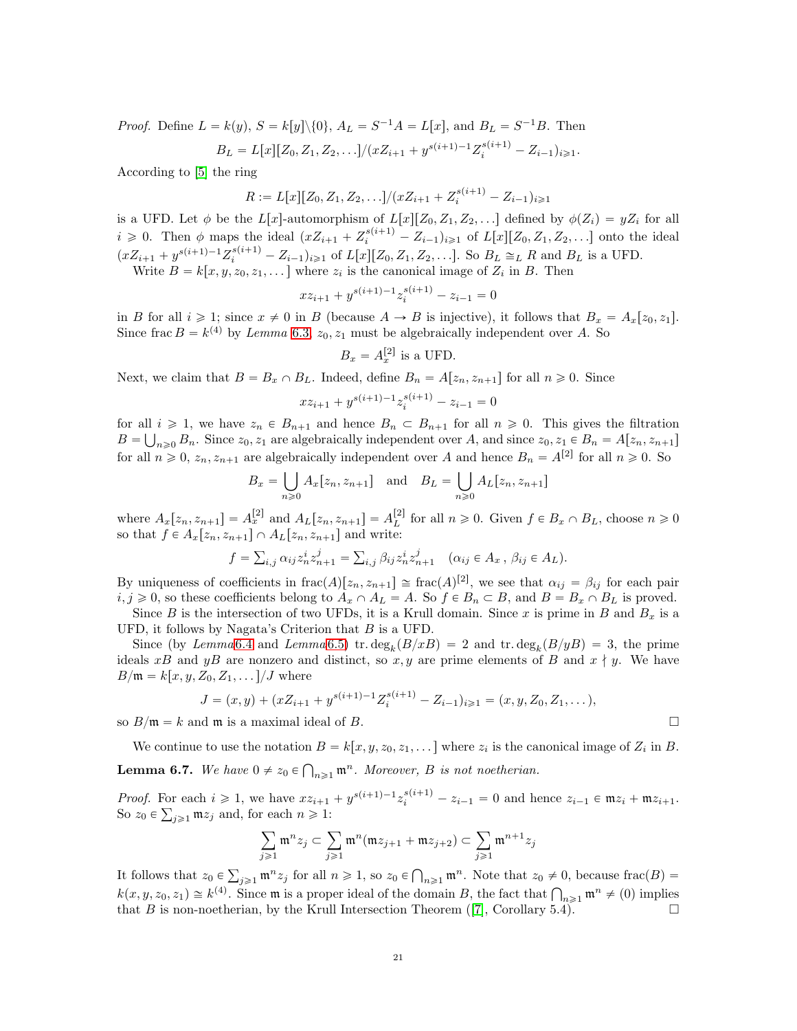*Proof.* Define $L = k(y)$, $S = k[y]\backslash\{0\}$, $A_L = S^{-1}A = L[x]$, and $B_L = S^{-1}B$. Then

$$B_L = L[x][Z_0, Z_1, Z_2, \dots]/(xZ_{i+1} + y^{s(i+1)-1}Z_i^{s(i+1)} - Z_{i-1})_{i\geqslant 1}.$$

According to [5] the ring

$$R := L[x][Z_0, Z_1, Z_2, \dots]/(xZ_{i+1} + Z_i^{s(i+1)} - Z_{i-1})_{i\geqslant 1}$$

is a UFD. Let $\phi$ be the $L[x]$-automorphism of $L[x][Z_0, Z_1, Z_2, \dots]$ defined by $\phi(Z_i) = yZ_i$ for all $i \geqslant 0$. Then $\phi$ maps the ideal $(xZ_{i+1} + Z_i^{s(i+1)} - Z_{i-1})_{i\geqslant 1}$ of $L[x][Z_0, Z_1, Z_2, \dots]$ onto the ideal $(xZ_{i+1} + y^{s(i+1)-1}Z_i^{s(i+1)} - Z_{i-1})_{i\geqslant 1}$ of $L[x][Z_0, Z_1, Z_2, \dots]$. So $B_L \cong_L R$ and $B_L$ is a UFD.

Write $B = k[x, y, z_0, z_1, \dots]$ where $z_i$ is the canonical image of $Z_i$ in $B$. Then

$$xz_{i+1} + y^{s(i+1)-1}z_i^{s(i+1)} - z_{i-1} = 0$$

in $B$ for all $i \geqslant 1$; since $x \neq 0$ in $B$ (because $A \to B$ is injective), it follows that $B_x = A_x[z_0, z_1]$. Since $\operatorname{frac} B = k^{(4)}$ by *Lemma* 6.3, $z_0, z_1$ must be algebraically independent over $A$. So

$$B_x = A_x^{[2]} \text{ is a UFD.}$$

Next, we claim that $B = B_x \cap B_L$. Indeed, define $B_n = A[z_n, z_{n+1}]$ for all $n \geqslant 0$. Since

$$xz_{i+1} + y^{s(i+1)-1}z_i^{s(i+1)} - z_{i-1} = 0$$

for all $i \geqslant 1$, we have $z_n \in B_{n+1}$ and hence $B_n \subset B_{n+1}$ for all $n \geqslant 0$. This gives the filtration $B = \bigcup_{n\geqslant 0} B_n$. Since $z_0, z_1$ are algebraically independent over $A$, and since $z_0, z_1 \in B_n = A[z_n, z_{n+1}]$ for all $n \geqslant 0$, $z_n, z_{n+1}$ are algebraically independent over $A$ and hence $B_n = A^{[2]}$ for all $n \geqslant 0$. So

$$B_x = \bigcup_{n\geqslant 0} A_x[z_n, z_{n+1}] \quad \text{and} \quad B_L = \bigcup_{n\geqslant 0} A_L[z_n, z_{n+1}]$$

where $A_x[z_n, z_{n+1}] = A_x^{[2]}$ and $A_L[z_n, z_{n+1}] = A_L^{[2]}$ for all $n \geqslant 0$. Given $f \in B_x \cap B_L$, choose $n \geqslant 0$ so that $f \in A_x[z_n, z_{n+1}] \cap A_L[z_n, z_{n+1}]$ and write:

$$f = \textstyle\sum_{i,j} \alpha_{ij} z_n^i z_{n+1}^j = \sum_{i,j} \beta_{ij} z_n^i z_{n+1}^j \quad (\alpha_{ij} \in A_x\,,\ \beta_{ij} \in A_L).$$

By uniqueness of coefficients in $\operatorname{frac}(A)[z_n, z_{n+1}] \cong \operatorname{frac}(A)^{[2]}$, we see that $\alpha_{ij} = \beta_{ij}$ for each pair $i, j \geqslant 0$, so these coefficients belong to $A_x \cap A_L = A$. So $f \in B_n \subset B$, and $B = B_x \cap B_L$ is proved.

Since $B$ is the intersection of two UFDs, it is a Krull domain. Since $x$ is prime in $B$ and $B_x$ is a UFD, it follows by Nagata's Criterion that $B$ is a UFD.

Since (by *Lemma*6.4 and *Lemma*6.5) $\operatorname{tr.deg}_k(B/xB) = 2$ and $\operatorname{tr.deg}_k(B/yB) = 3$, the prime ideals $xB$ and $yB$ are nonzero and distinct, so $x, y$ are prime elements of $B$ and $x \nmid y$. We have $B/\mathfrak{m} = k[x, y, Z_0, Z_1, \dots]/J$ where

$$J = (x, y) + (xZ_{i+1} + y^{s(i+1)-1}Z_i^{s(i+1)} - Z_{i-1})_{i\geqslant 1} = (x, y, Z_0, Z_1, \dots),$$

so $B/\mathfrak{m} = k$ and $\mathfrak{m}$ is a maximal ideal of $B$. □

We continue to use the notation $B = k[x, y, z_0, z_1, \dots]$ where $z_i$ is the canonical image of $Z_i$ in $B$.

**Lemma 6.7.** *We have $0 \neq z_0 \in \bigcap_{n\geqslant 1} \mathfrak{m}^n$. Moreover, $B$ is not noetherian.*

*Proof.* For each $i \geqslant 1$, we have $xz_{i+1} + y^{s(i+1)-1}z_i^{s(i+1)} - z_{i-1} = 0$ and hence $z_{i-1} \in \mathfrak{m}z_i + \mathfrak{m}z_{i+1}$. So $z_0 \in \sum_{j\geqslant 1} \mathfrak{m}z_j$ and, for each $n \geqslant 1$:

$$\sum_{j\geqslant 1} \mathfrak{m}^n z_j \subset \sum_{j\geqslant 1} \mathfrak{m}^n(\mathfrak{m}z_{j+1} + \mathfrak{m}z_{j+2}) \subset \sum_{j\geqslant 1} \mathfrak{m}^{n+1} z_j$$

It follows that $z_0 \in \sum_{j\geqslant 1} \mathfrak{m}^n z_j$ for all $n \geqslant 1$, so $z_0 \in \bigcap_{n\geqslant 1} \mathfrak{m}^n$. Note that $z_0 \neq 0$, because $\operatorname{frac}(B) = k(x, y, z_0, z_1) \cong k^{(4)}$. Since $\mathfrak{m}$ is a proper ideal of the domain $B$, the fact that $\bigcap_{n\geqslant 1} \mathfrak{m}^n \neq (0)$ implies that $B$ is non-noetherian, by the Krull Intersection Theorem ([7], Corollary 5.4). □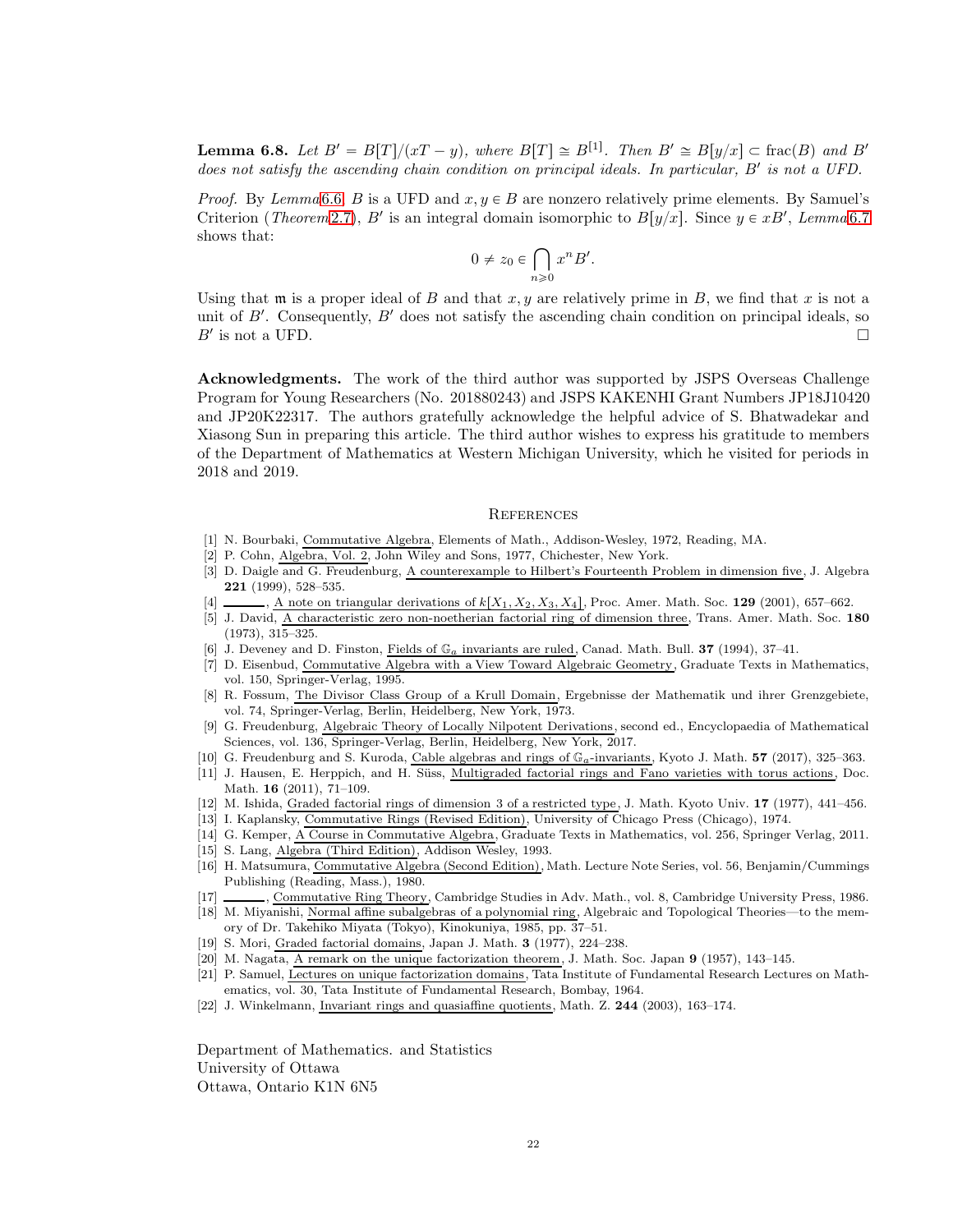**Lemma 6.8.** *Let $B' = B[T]/(xT - y)$, where $B[T] \cong B^{[1]}$. Then $B' \cong B[y/x] \subset \mathrm{frac}(B)$ and $B'$ does not satisfy the ascending chain condition on principal ideals. In particular, $B'$ is not a UFD.*

*Proof.* By *Lemma* 6.6, $B$ is a UFD and $x, y \in B$ are nonzero relatively prime elements. By Samuel's Criterion (*Theorem* 2.7), $B'$ is an integral domain isomorphic to $B[y/x]$. Since $y \in xB'$, *Lemma* 6.7 shows that:

$$0 \neq z_0 \in \bigcap_{n \geqslant 0} x^n B'.$$

Using that $\mathfrak{m}$ is a proper ideal of $B$ and that $x, y$ are relatively prime in $B$, we find that $x$ is not a unit of $B'$. Consequently, $B'$ does not satisfy the ascending chain condition on principal ideals, so $B'$ is not a UFD. $\square$

**Acknowledgments.** The work of the third author was supported by JSPS Overseas Challenge Program for Young Researchers (No. 201880243) and JSPS KAKENHI Grant Numbers JP18J10420 and JP20K22317. The authors gratefully acknowledge the helpful advice of S. Bhatwadekar and Xiasong Sun in preparing this article. The third author wishes to express his gratitude to members of the Department of Mathematics at Western Michigan University, which he visited for periods in 2018 and 2019.

## References

[1] N. Bourbaki, Commutative Algebra, Elements of Math., Addison-Wesley, 1972, Reading, MA.
[2] P. Cohn, Algebra, Vol. 2, John Wiley and Sons, 1977, Chichester, New York.
[3] D. Daigle and G. Freudenburg, A counterexample to Hilbert's Fourteenth Problem in dimension five, J. Algebra **221** (1999), 528–535.
[4] ———, A note on triangular derivations of $k[X_1, X_2, X_3, X_4]$, Proc. Amer. Math. Soc. **129** (2001), 657–662.
[5] J. David, A characteristic zero non-noetherian factorial ring of dimension three, Trans. Amer. Math. Soc. **180** (1973), 315–325.
[6] J. Deveney and D. Finston, Fields of $\mathbb{G}_a$ invariants are ruled, Canad. Math. Bull. **37** (1994), 37–41.
[7] D. Eisenbud, Commutative Algebra with a View Toward Algebraic Geometry, Graduate Texts in Mathematics, vol. 150, Springer-Verlag, 1995.
[8] R. Fossum, The Divisor Class Group of a Krull Domain, Ergebnisse der Mathematik und ihrer Grenzgebiete, vol. 74, Springer-Verlag, Berlin, Heidelberg, New York, 1973.
[9] G. Freudenburg, Algebraic Theory of Locally Nilpotent Derivations, second ed., Encyclopaedia of Mathematical Sciences, vol. 136, Springer-Verlag, Berlin, Heidelberg, New York, 2017.
[10] G. Freudenburg and S. Kuroda, Cable algebras and rings of $\mathbb{G}_a$-invariants, Kyoto J. Math. **57** (2017), 325–363.
[11] J. Hausen, E. Herppich, and H. Süss, Multigraded factorial rings and Fano varieties with torus actions, Doc. Math. **16** (2011), 71–109.
[12] M. Ishida, Graded factorial rings of dimension 3 of a restricted type, J. Math. Kyoto Univ. **17** (1977), 441–456.
[13] I. Kaplansky, Commutative Rings (Revised Edition), University of Chicago Press (Chicago), 1974.
[14] G. Kemper, A Course in Commutative Algebra, Graduate Texts in Mathematics, vol. 256, Springer Verlag, 2011.
[15] S. Lang, Algebra (Third Edition), Addison Wesley, 1993.
[16] H. Matsumura, Commutative Algebra (Second Edition), Math. Lecture Note Series, vol. 56, Benjamin/Cummings Publishing (Reading, Mass.), 1980.
[17] ———, Commutative Ring Theory, Cambridge Studies in Adv. Math., vol. 8, Cambridge University Press, 1986.
[18] M. Miyanishi, Normal affine subalgebras of a polynomial ring, Algebraic and Topological Theories—to the memory of Dr. Takehiko Miyata (Tokyo), Kinokuniya, 1985, pp. 37–51.
[19] S. Mori, Graded factorial domains, Japan J. Math. **3** (1977), 224–238.
[20] M. Nagata, A remark on the unique factorization theorem, J. Math. Soc. Japan **9** (1957), 143–145.
[21] P. Samuel, Lectures on unique factorization domains, Tata Institute of Fundamental Research Lectures on Mathematics, vol. 30, Tata Institute of Fundamental Research, Bombay, 1964.
[22] J. Winkelmann, Invariant rings and quasiaffine quotients, Math. Z. **244** (2003), 163–174.

Department of Mathematics. and Statistics
University of Ottawa
Ottawa, Ontario K1N 6N5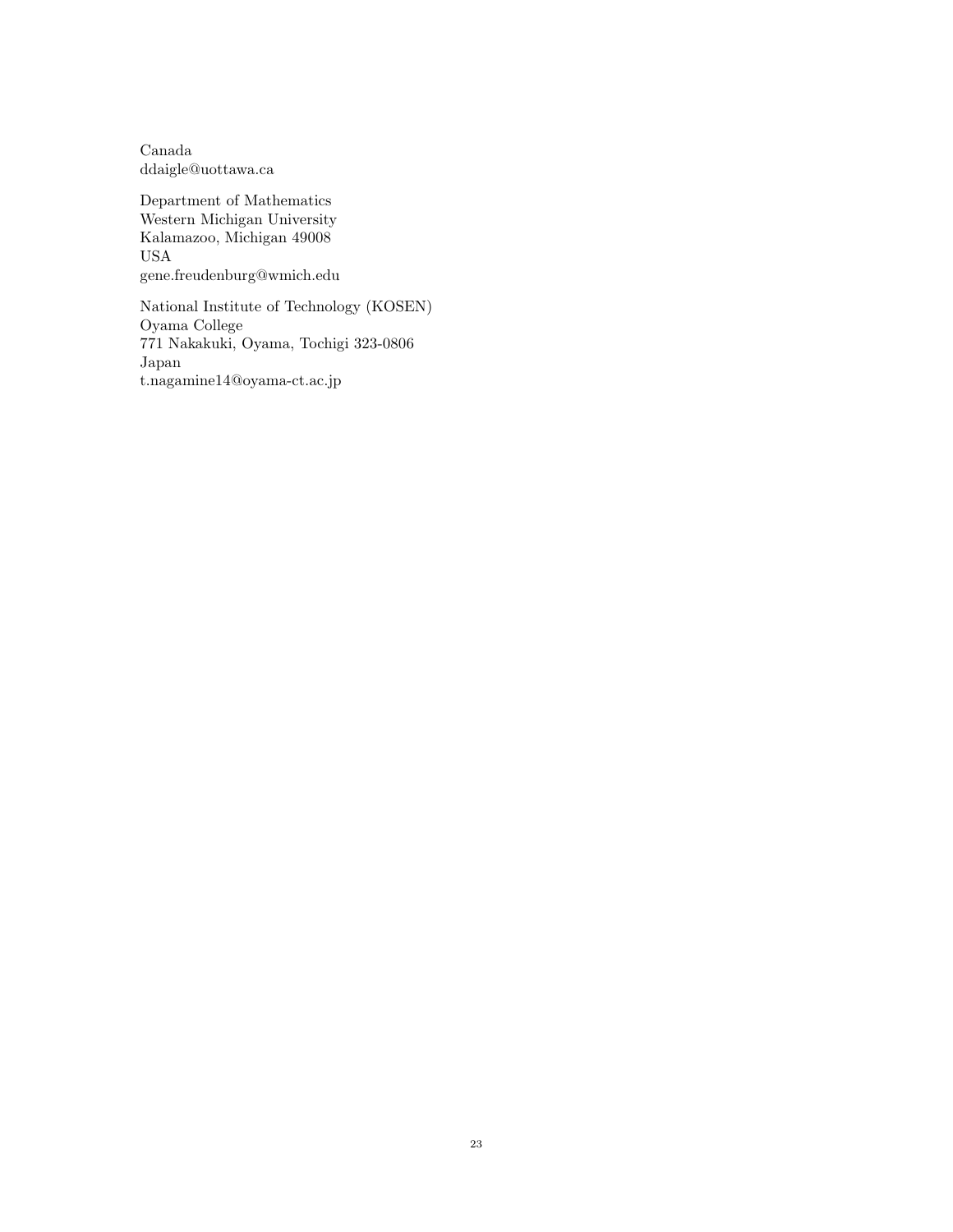Canada
ddaigle@uottawa.ca

Department of Mathematics
Western Michigan University
Kalamazoo, Michigan 49008
USA
gene.freudenburg@wmich.edu

National Institute of Technology (KOSEN)
Oyama College
771 Nakakuki, Oyama, Tochigi 323-0806
Japan
t.nagamine14@oyama-ct.ac.jp